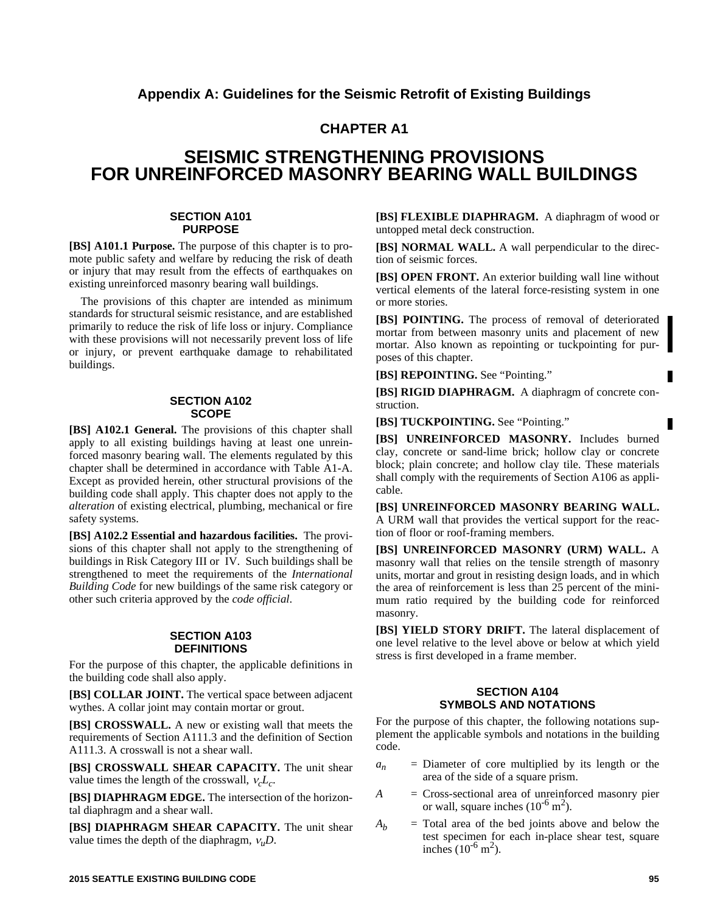# Appendix A: Guidelines for the Seismic Retrofit of Existing Buildings

## CHAPTER A1

# SEISMIC STRENGTHENING PROVISIONS FOR UNREINFORCED MASONRY BEARING WALL BUILDINGS

### SECTION A101 PURPOSE

**[BS] A101.1 Purpose.** The purpose of this chapter is to promote public safety and welfare by reducing the risk of death or injury that may result from the effects of earthquakes on existing unreinforced masonry bearing wall buildings.

The provisions of this chapter are intended as minimum standards for structural seismic resistance, and are established primarily to reduce the risk of life loss or injury. Compliance with these provisions will not necessarily prevent loss of life or injury, or prevent earthquake damage to rehabilitated buildings.

### SECTION A102 SCOPE

**[BS] A102.1 General.** The provisions of this chapter shall apply to all existing buildings having at least one unreinforced masonry bearing wall. The elements regulated by this chapter shall be determined in accordance with Table A1-A. Except as provided herein, other structural provisions of the building code shall apply. This chapter does not apply to the *alteration* of existing electrical, plumbing, mechanical or fire safety systems.

**[BS] A102.2 Essential and hazardous facilities.** The provisions of this chapter shall not apply to the strengthening of buildings in Risk Category III or IV. Such buildings shall be strengthened to meet the requirements of the *International Building Code* for new buildings of the same risk category or other such criteria approved by the *code official*.

### SECTION A103 DEFINITIONS

For the purpose of this chapter, the applicable definitions in the building code shall also apply.

**[BS] COLLAR JOINT.** The vertical space between adjacent wythes. A collar joint may contain mortar or grout.

**[BS] CROSSWALL.** A new or existing wall that meets the requirements of Section A111.3 and the definition of Section A111.3. A crosswall is not a shear wall.

**[BS] CROSSWALL SHEAR CAPACITY.** The unit shear value times the length of the crosswall, $v_c L_c$.

**[BS] DIAPHRAGM EDGE.** The intersection of the horizontal diaphragm and a shear wall.

**[BS] DIAPHRAGM SHEAR CAPACITY.** The unit shear value times the depth of the diaphragm, $v_u D$.

**[BS] FLEXIBLE DIAPHRAGM.** A diaphragm of wood or untopped metal deck construction.

**[BS] NORMAL WALL.** A wall perpendicular to the direction of seismic forces.

**[BS] OPEN FRONT.** An exterior building wall line without vertical elements of the lateral force-resisting system in one or more stories.

**[BS] POINTING.** The process of removal of deteriorated mortar from between masonry units and placement of new mortar. Also known as repointing or tuckpointing for purposes of this chapter.

**[BS] REPOINTING.** See "Pointing."

**[BS] RIGID DIAPHRAGM.** A diaphragm of concrete construction.

**[BS] TUCKPOINTING.** See "Pointing."

**[BS] UNREINFORCED MASONRY.** Includes burned clay, concrete or sand-lime brick; hollow clay or concrete block; plain concrete; and hollow clay tile. These materials shall comply with the requirements of Section A106 as applicable.

**[BS] UNREINFORCED MASONRY BEARING WALL.** A URM wall that provides the vertical support for the reaction of floor or roof-framing members.

**[BS] UNREINFORCED MASONRY (URM) WALL.** A masonry wall that relies on the tensile strength of masonry units, mortar and grout in resisting design loads, and in which the area of reinforcement is less than 25 percent of the minimum ratio required by the building code for reinforced masonry.

**[BS] YIELD STORY DRIFT.** The lateral displacement of one level relative to the level above or below at which yield stress is first developed in a frame member.

### SECTION A104 SYMBOLS AND NOTATIONS

For the purpose of this chapter, the following notations supplement the applicable symbols and notations in the building code.

$a_n$ = Diameter of core multiplied by its length or the area of the side of a square prism.

$A$ = Cross-sectional area of unreinforced masonry pier or wall, square inches ($10^{-6}$ m$^2$).

$A_b$ = Total area of the bed joints above and below the test specimen for each in-place shear test, square inches ($10^{-6}$ m$^2$).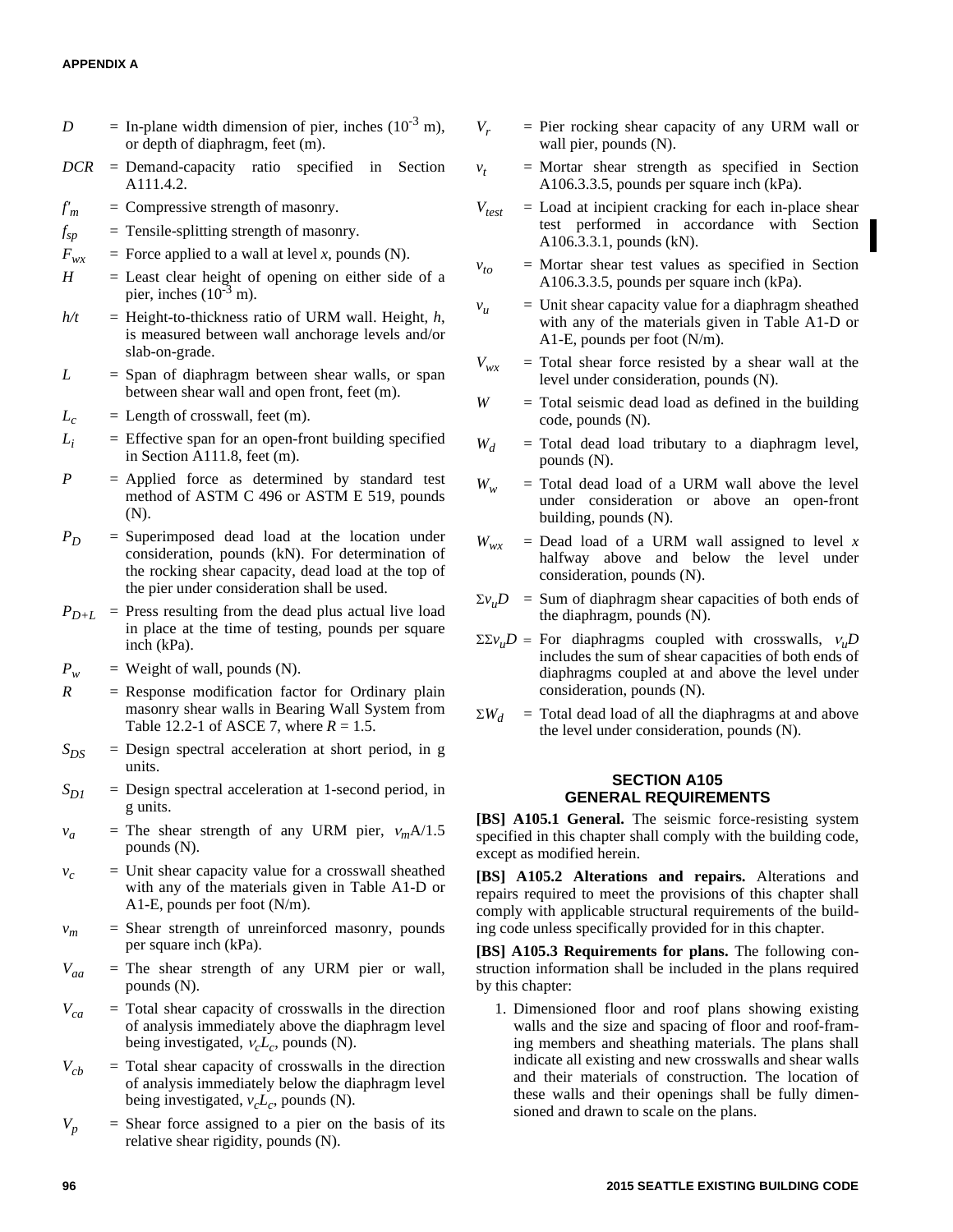$D$ = In-plane width dimension of pier, inches ($10^{-3}$ m), or depth of diaphragm, feet (m).

$DCR$ = Demand-capacity ratio specified in Section A111.4.2.

$f'_m$ = Compressive strength of masonry.

$f_{sp}$ = Tensile-splitting strength of masonry.

$F_{wx}$ = Force applied to a wall at level $x$, pounds (N).

$H$ = Least clear height of opening on either side of a pier, inches ($10^{-3}$ m).

$h/t$ = Height-to-thickness ratio of URM wall. Height, $h$, is measured between wall anchorage levels and/or slab-on-grade.

$L$ = Span of diaphragm between shear walls, or span between shear wall and open front, feet (m).

$L_c$ = Length of crosswall, feet (m).

$L_i$ = Effective span for an open-front building specified in Section A111.8, feet (m).

$P$ = Applied force as determined by standard test method of ASTM C 496 or ASTM E 519, pounds (N).

$P_D$ = Superimposed dead load at the location under consideration, pounds (kN). For determination of the rocking shear capacity, dead load at the top of the pier under consideration shall be used.

$P_{D+L}$ = Press resulting from the dead plus actual live load in place at the time of testing, pounds per square inch (kPa).

$P_w$ = Weight of wall, pounds (N).

$R$ = Response modification factor for Ordinary plain masonry shear walls in Bearing Wall System from Table 12.2-1 of ASCE 7, where $R = 1.5$.

$S_{DS}$ = Design spectral acceleration at short period, in g units.

$S_{D1}$ = Design spectral acceleration at 1-second period, in g units.

$v_a$ = The shear strength of any URM pier, $v_m A/1.5$ pounds (N).

$v_c$ = Unit shear capacity value for a crosswall sheathed with any of the materials given in Table A1-D or A1-E, pounds per foot (N/m).

$v_m$ = Shear strength of unreinforced masonry, pounds per square inch (kPa).

$V_{aa}$ = The shear strength of any URM pier or wall, pounds (N).

$V_{ca}$ = Total shear capacity of crosswalls in the direction of analysis immediately above the diaphragm level being investigated, $v_c L_c$, pounds (N).

$V_{cb}$ = Total shear capacity of crosswalls in the direction of analysis immediately below the diaphragm level being investigated, $v_c L_c$, pounds (N).

$V_p$ = Shear force assigned to a pier on the basis of its relative shear rigidity, pounds (N).

$V_r$ = Pier rocking shear capacity of any URM wall or wall pier, pounds (N).

$v_t$ = Mortar shear strength as specified in Section A106.3.3.5, pounds per square inch (kPa).

$V_{test}$ = Load at incipient cracking for each in-place shear test performed in accordance with Section A106.3.3.1, pounds (kN).

$v_{to}$ = Mortar shear test values as specified in Section A106.3.3.5, pounds per square inch (kPa).

$v_u$ = Unit shear capacity value for a diaphragm sheathed with any of the materials given in Table A1-D or A1-E, pounds per foot (N/m).

$V_{wx}$ = Total shear force resisted by a shear wall at the level under consideration, pounds (N).

$W$ = Total seismic dead load as defined in the building code, pounds (N).

$W_d$ = Total dead load tributary to a diaphragm level, pounds (N).

$W_w$ = Total dead load of a URM wall above the level under consideration or above an open-front building, pounds (N).

$W_{wx}$ = Dead load of a URM wall assigned to level $x$ halfway above and below the level under consideration, pounds (N).

$\Sigma v_u D$ = Sum of diaphragm shear capacities of both ends of the diaphragm, pounds (N).

$\Sigma\Sigma v_u D$ = For diaphragms coupled with crosswalls, $v_u D$ includes the sum of shear capacities of both ends of diaphragms coupled at and above the level under consideration, pounds (N).

$\Sigma W_d$ = Total dead load of all the diaphragms at and above the level under consideration, pounds (N).

## SECTION A105 GENERAL REQUIREMENTS

**[BS] A105.1 General.** The seismic force-resisting system specified in this chapter shall comply with the building code, except as modified herein.

**[BS] A105.2 Alterations and repairs.** Alterations and repairs required to meet the provisions of this chapter shall comply with applicable structural requirements of the building code unless specifically provided for in this chapter.

**[BS] A105.3 Requirements for plans.** The following construction information shall be included in the plans required by this chapter:

1. Dimensioned floor and roof plans showing existing walls and the size and spacing of floor and roof-framing members and sheathing materials. The plans shall indicate all existing and new crosswalls and shear walls and their materials of construction. The location of these walls and their openings shall be fully dimensioned and drawn to scale on the plans.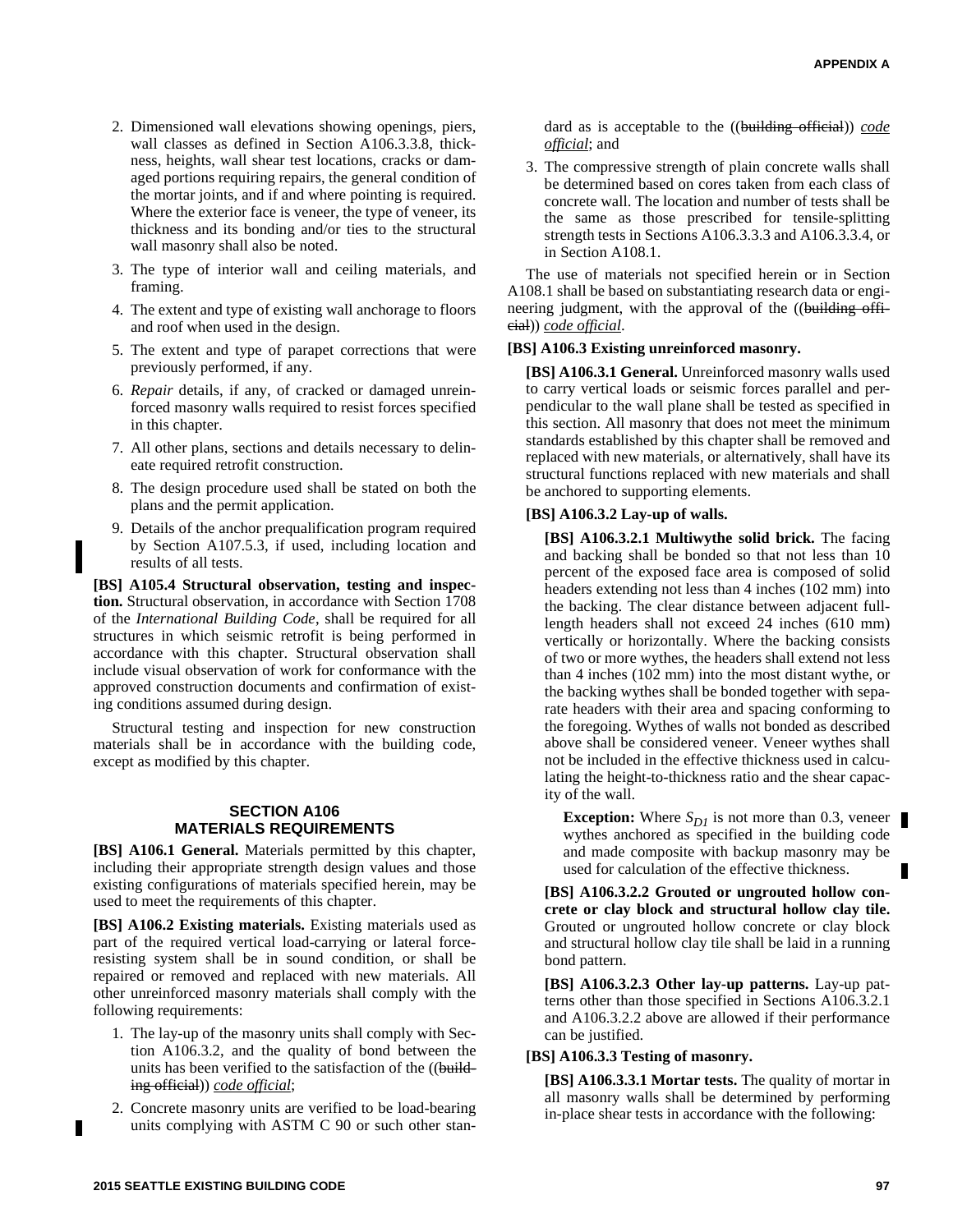2. Dimensioned wall elevations showing openings, piers, wall classes as defined in Section A106.3.3.8, thickness, heights, wall shear test locations, cracks or damaged portions requiring repairs, the general condition of the mortar joints, and if and where pointing is required. Where the exterior face is veneer, the type of veneer, its thickness and its bonding and/or ties to the structural wall masonry shall also be noted.
3. The type of interior wall and ceiling materials, and framing.
4. The extent and type of existing wall anchorage to floors and roof when used in the design.
5. The extent and type of parapet corrections that were previously performed, if any.
6. *Repair* details, if any, of cracked or damaged unreinforced masonry walls required to resist forces specified in this chapter.
7. All other plans, sections and details necessary to delineate required retrofit construction.
8. The design procedure used shall be stated on both the plans and the permit application.
9. Details of the anchor prequalification program required by Section A107.5.3, if used, including location and results of all tests.

**[BS] A105.4 Structural observation, testing and inspection.** Structural observation, in accordance with Section 1708 of the *International Building Code*, shall be required for all structures in which seismic retrofit is being performed in accordance with this chapter. Structural observation shall include visual observation of work for conformance with the approved construction documents and confirmation of existing conditions assumed during design.

Structural testing and inspection for new construction materials shall be in accordance with the building code, except as modified by this chapter.

## SECTION A106 MATERIALS REQUIREMENTS

**[BS] A106.1 General.** Materials permitted by this chapter, including their appropriate strength design values and those existing configurations of materials specified herein, may be used to meet the requirements of this chapter.

**[BS] A106.2 Existing materials.** Existing materials used as part of the required vertical load-carrying or lateral force-resisting system shall be in sound condition, or shall be repaired or removed and replaced with new materials. All other unreinforced masonry materials shall comply with the following requirements:

1. The lay-up of the masonry units shall comply with Section A106.3.2, and the quality of bond between the units has been verified to the satisfaction of the ((~~building official~~)) *code official*;
2. Concrete masonry units are verified to be load-bearing units complying with ASTM C 90 or such other standard as is acceptable to the ((~~building official~~)) *code official*; and
3. The compressive strength of plain concrete walls shall be determined based on cores taken from each class of concrete wall. The location and number of tests shall be the same as those prescribed for tensile-splitting strength tests in Sections A106.3.3.3 and A106.3.3.4, or in Section A108.1.

The use of materials not specified herein or in Section A108.1 shall be based on substantiating research data or engineering judgment, with the approval of the ((~~building official~~)) *code official*.

**[BS] A106.3 Existing unreinforced masonry.**

**[BS] A106.3.1 General.** Unreinforced masonry walls used to carry vertical loads or seismic forces parallel and perpendicular to the wall plane shall be tested as specified in this section. All masonry that does not meet the minimum standards established by this chapter shall be removed and replaced with new materials, or alternatively, shall have its structural functions replaced with new materials and shall be anchored to supporting elements.

**[BS] A106.3.2 Lay-up of walls.**

**[BS] A106.3.2.1 Multiwythe solid brick.** The facing and backing shall be bonded so that not less than 10 percent of the exposed face area is composed of solid headers extending not less than 4 inches (102 mm) into the backing. The clear distance between adjacent full-length headers shall not exceed 24 inches (610 mm) vertically or horizontally. Where the backing consists of two or more wythes, the headers shall extend not less than 4 inches (102 mm) into the most distant wythe, or the backing wythes shall be bonded together with separate headers with their area and spacing conforming to the foregoing. Wythes of walls not bonded as described above shall be considered veneer. Veneer wythes shall not be included in the effective thickness used in calculating the height-to-thickness ratio and the shear capacity of the wall.

> **Exception:** Where $S_{D1}$ is not more than 0.3, veneer wythes anchored as specified in the building code and made composite with backup masonry may be used for calculation of the effective thickness.

**[BS] A106.3.2.2 Grouted or ungrouted hollow concrete or clay block and structural hollow clay tile.** Grouted or ungrouted hollow concrete or clay block and structural hollow clay tile shall be laid in a running bond pattern.

**[BS] A106.3.2.3 Other lay-up patterns.** Lay-up patterns other than those specified in Sections A106.3.2.1 and A106.3.2.2 above are allowed if their performance can be justified.

**[BS] A106.3.3 Testing of masonry.**

**[BS] A106.3.3.1 Mortar tests.** The quality of mortar in all masonry walls shall be determined by performing in-place shear tests in accordance with the following: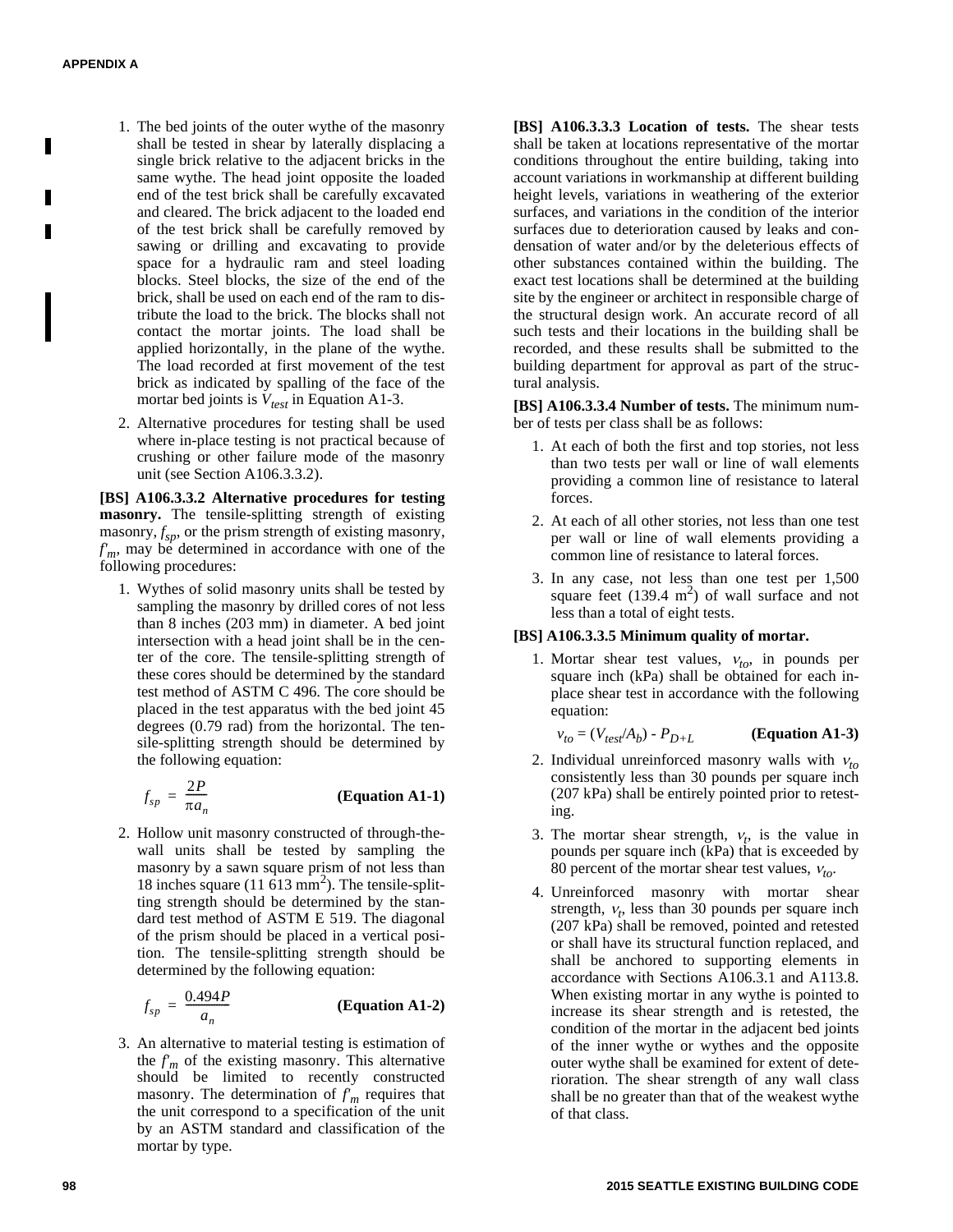1. The bed joints of the outer wythe of the masonry shall be tested in shear by laterally displacing a single brick relative to the adjacent bricks in the same wythe. The head joint opposite the loaded end of the test brick shall be carefully excavated and cleared. The brick adjacent to the loaded end of the test brick shall be carefully removed by sawing or drilling and excavating to provide space for a hydraulic ram and steel loading blocks. Steel blocks, the size of the end of the brick, shall be used on each end of the ram to distribute the load to the brick. The blocks shall not contact the mortar joints. The load shall be applied horizontally, in the plane of the wythe. The load recorded at first movement of the test brick as indicated by spalling of the face of the mortar bed joints is $V_{test}$ in Equation A1-3.

2. Alternative procedures for testing shall be used where in-place testing is not practical because of crushing or other failure mode of the masonry unit (see Section A106.3.3.2).

**[BS] A106.3.3.2 Alternative procedures for testing masonry.** The tensile-splitting strength of existing masonry, $f_{sp}$, or the prism strength of existing masonry, $f'_m$, may be determined in accordance with one of the following procedures:

1. Wythes of solid masonry units shall be tested by sampling the masonry by drilled cores of not less than 8 inches (203 mm) in diameter. A bed joint intersection with a head joint shall be in the center of the core. The tensile-splitting strength of these cores should be determined by the standard test method of ASTM C 496. The core should be placed in the test apparatus with the bed joint 45 degrees (0.79 rad) from the horizontal. The tensile-splitting strength should be determined by the following equation:

$$f_{sp} = \frac{2P}{\pi a_n} \qquad \textbf{(Equation A1-1)}$$

2. Hollow unit masonry constructed of through-the-wall units shall be tested by sampling the masonry by a sawn square prism of not less than 18 inches square (11 613 mm$^2$). The tensile-splitting strength should be determined by the standard test method of ASTM E 519. The diagonal of the prism should be placed in a vertical position. The tensile-splitting strength should be determined by the following equation:

$$f_{sp} = \frac{0.494P}{a_n} \qquad \textbf{(Equation A1-2)}$$

3. An alternative to material testing is estimation of the $f'_m$ of the existing masonry. This alternative should be limited to recently constructed masonry. The determination of $f'_m$ requires that the unit correspond to a specification of the unit by an ASTM standard and classification of the mortar by type.

**[BS] A106.3.3.3 Location of tests.** The shear tests shall be taken at locations representative of the mortar conditions throughout the entire building, taking into account variations in workmanship at different building height levels, variations in weathering of the exterior surfaces, and variations in the condition of the interior surfaces due to deterioration caused by leaks and condensation of water and/or by the deleterious effects of other substances contained within the building. The exact test locations shall be determined at the building site by the engineer or architect in responsible charge of the structural design work. An accurate record of all such tests and their locations in the building shall be recorded, and these results shall be submitted to the building department for approval as part of the structural analysis.

**[BS] A106.3.3.4 Number of tests.** The minimum number of tests per class shall be as follows:

1. At each of both the first and top stories, not less than two tests per wall or line of wall elements providing a common line of resistance to lateral forces.
2. At each of all other stories, not less than one test per wall or line of wall elements providing a common line of resistance to lateral forces.
3. In any case, not less than one test per 1,500 square feet (139.4 m$^2$) of wall surface and not less than a total of eight tests.

**[BS] A106.3.3.5 Minimum quality of mortar.**

1. Mortar shear test values, $v_{to}$, in pounds per square inch (kPa) shall be obtained for each in-place shear test in accordance with the following equation:

$$v_{to} = (V_{test}/A_b) - P_{D+L} \qquad \textbf{(Equation A1-3)}$$

2. Individual unreinforced masonry walls with $v_{to}$ consistently less than 30 pounds per square inch (207 kPa) shall be entirely pointed prior to retesting.
3. The mortar shear strength, $v_t$, is the value in pounds per square inch (kPa) that is exceeded by 80 percent of the mortar shear test values, $v_{to}$.
4. Unreinforced masonry with mortar shear strength, $v_t$, less than 30 pounds per square inch (207 kPa) shall be removed, pointed and retested or shall have its structural function replaced, and shall be anchored to supporting elements in accordance with Sections A106.3.1 and A113.8. When existing mortar in any wythe is pointed to increase its shear strength and is retested, the condition of the mortar in the adjacent bed joints of the inner wythe or wythes and the opposite outer wythe shall be examined for extent of deterioration. The shear strength of any wall class shall be no greater than that of the weakest wythe of that class.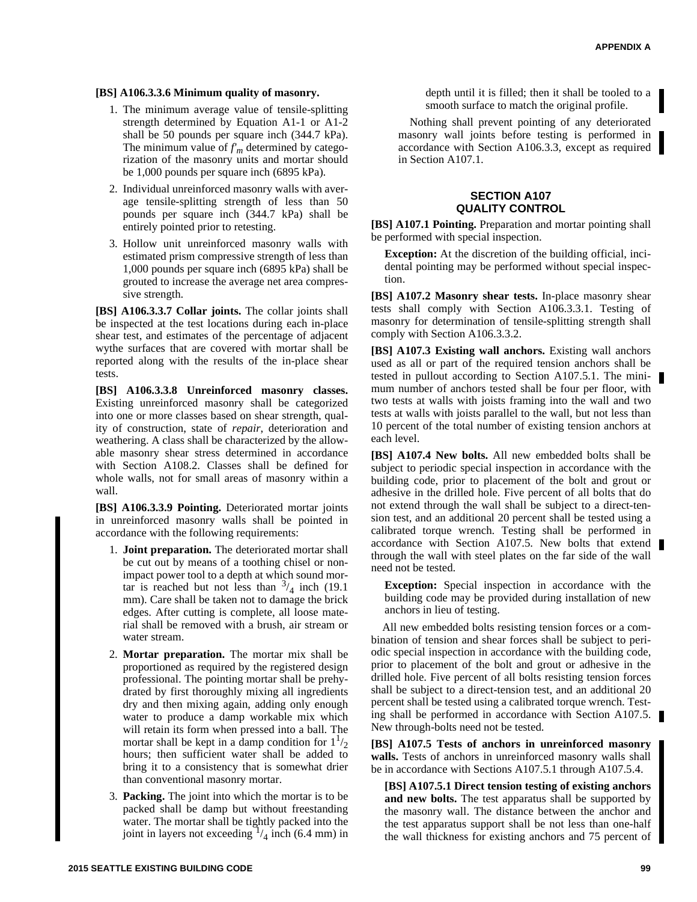**[BS] A106.3.3.6 Minimum quality of masonry.**

1. The minimum average value of tensile-splitting strength determined by Equation A1-1 or A1-2 shall be 50 pounds per square inch (344.7 kPa). The minimum value of $f'_m$ determined by categorization of the masonry units and mortar should be 1,000 pounds per square inch (6895 kPa).
2. Individual unreinforced masonry walls with average tensile-splitting strength of less than 50 pounds per square inch (344.7 kPa) shall be entirely pointed prior to retesting.
3. Hollow unit unreinforced masonry walls with estimated prism compressive strength of less than 1,000 pounds per square inch (6895 kPa) shall be grouted to increase the average net area compressive strength.

**[BS] A106.3.3.7 Collar joints.** The collar joints shall be inspected at the test locations during each in-place shear test, and estimates of the percentage of adjacent wythe surfaces that are covered with mortar shall be reported along with the results of the in-place shear tests.

**[BS] A106.3.3.8 Unreinforced masonry classes.** Existing unreinforced masonry shall be categorized into one or more classes based on shear strength, quality of construction, state of *repair*, deterioration and weathering. A class shall be characterized by the allowable masonry shear stress determined in accordance with Section A108.2. Classes shall be defined for whole walls, not for small areas of masonry within a wall.

**[BS] A106.3.3.9 Pointing.** Deteriorated mortar joints in unreinforced masonry walls shall be pointed in accordance with the following requirements:

1. **Joint preparation.** The deteriorated mortar shall be cut out by means of a toothing chisel or non-impact power tool to a depth at which sound mortar is reached but not less than $^3/_4$ inch (19.1 mm). Care shall be taken not to damage the brick edges. After cutting is complete, all loose material shall be removed with a brush, air stream or water stream.
2. **Mortar preparation.** The mortar mix shall be proportioned as required by the registered design professional. The pointing mortar shall be prehydrated by first thoroughly mixing all ingredients dry and then mixing again, adding only enough water to produce a damp workable mix which will retain its form when pressed into a ball. The mortar shall be kept in a damp condition for $1^1/_2$ hours; then sufficient water shall be added to bring it to a consistency that is somewhat drier than conventional masonry mortar.
3. **Packing.** The joint into which the mortar is to be packed shall be damp but without freestanding water. The mortar shall be tightly packed into the joint in layers not exceeding $^1/_4$ inch (6.4 mm) in depth until it is filled; then it shall be tooled to a smooth surface to match the original profile.

Nothing shall prevent pointing of any deteriorated masonry wall joints before testing is performed in accordance with Section A106.3.3, except as required in Section A107.1.

## SECTION A107 QUALITY CONTROL

**[BS] A107.1 Pointing.** Preparation and mortar pointing shall be performed with special inspection.

**Exception:** At the discretion of the building official, incidental pointing may be performed without special inspection.

**[BS] A107.2 Masonry shear tests.** In-place masonry shear tests shall comply with Section A106.3.3.1. Testing of masonry for determination of tensile-splitting strength shall comply with Section A106.3.3.2.

**[BS] A107.3 Existing wall anchors.** Existing wall anchors used as all or part of the required tension anchors shall be tested in pullout according to Section A107.5.1. The minimum number of anchors tested shall be four per floor, with two tests at walls with joists framing into the wall and two tests at walls with joists parallel to the wall, but not less than 10 percent of the total number of existing tension anchors at each level.

**[BS] A107.4 New bolts.** All new embedded bolts shall be subject to periodic special inspection in accordance with the building code, prior to placement of the bolt and grout or adhesive in the drilled hole. Five percent of all bolts that do not extend through the wall shall be subject to a direct-tension test, and an additional 20 percent shall be tested using a calibrated torque wrench. Testing shall be performed in accordance with Section A107.5. New bolts that extend through the wall with steel plates on the far side of the wall need not be tested.

**Exception:** Special inspection in accordance with the building code may be provided during installation of new anchors in lieu of testing.

All new embedded bolts resisting tension forces or a combination of tension and shear forces shall be subject to periodic special inspection in accordance with the building code, prior to placement of the bolt and grout or adhesive in the drilled hole. Five percent of all bolts resisting tension forces shall be subject to a direct-tension test, and an additional 20 percent shall be tested using a calibrated torque wrench. Testing shall be performed in accordance with Section A107.5. New through-bolts need not be tested.

**[BS] A107.5 Tests of anchors in unreinforced masonry walls.** Tests of anchors in unreinforced masonry walls shall be in accordance with Sections A107.5.1 through A107.5.4.

**[BS] A107.5.1 Direct tension testing of existing anchors and new bolts.** The test apparatus shall be supported by the masonry wall. The distance between the anchor and the test apparatus support shall be not less than one-half the wall thickness for existing anchors and 75 percent of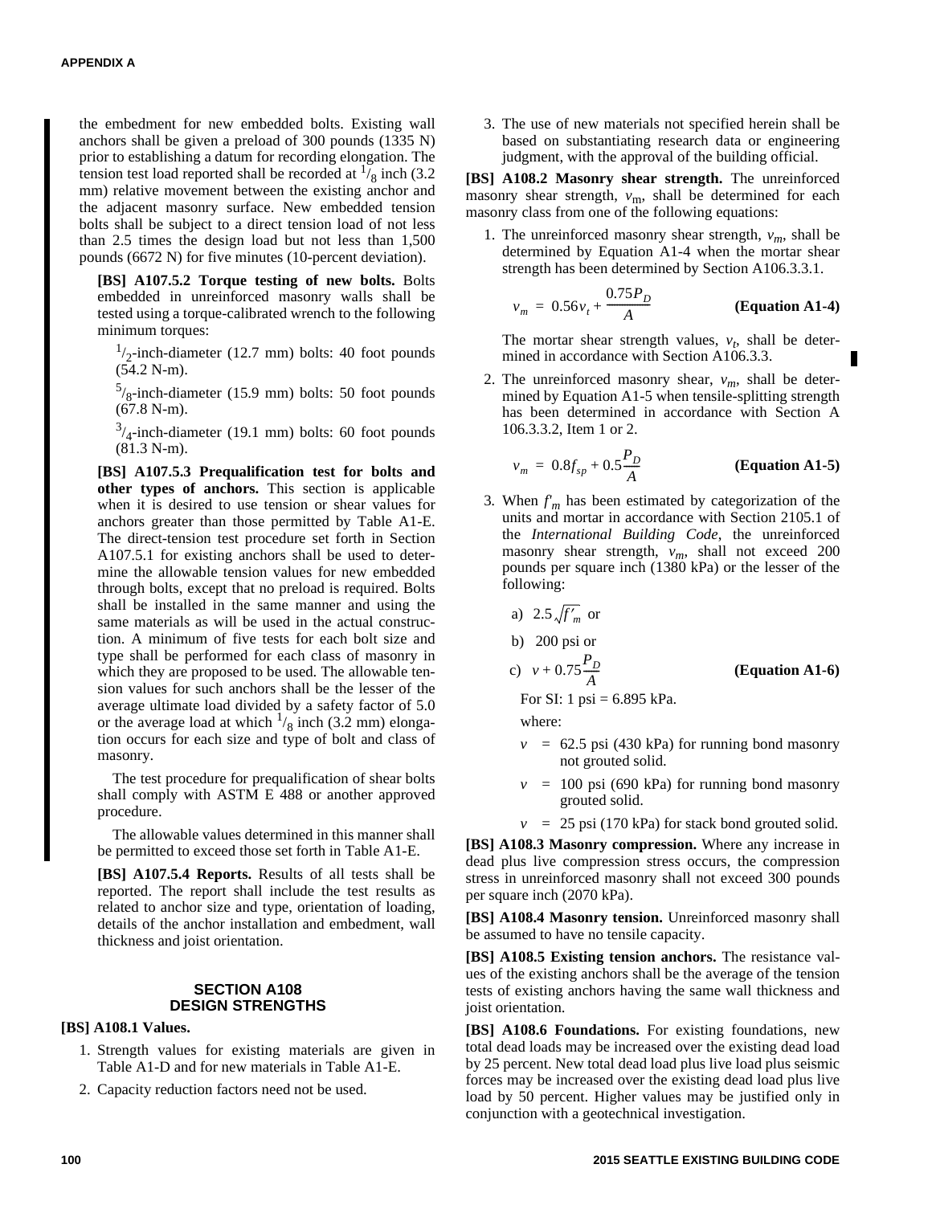the embedment for new embedded bolts. Existing wall anchors shall be given a preload of 300 pounds (1335 N) prior to establishing a datum for recording elongation. The tension test load reported shall be recorded at $^1/_8$ inch (3.2 mm) relative movement between the existing anchor and the adjacent masonry surface. New embedded tension bolts shall be subject to a direct tension load of not less than 2.5 times the design load but not less than 1,500 pounds (6672 N) for five minutes (10-percent deviation).

**[BS] A107.5.2 Torque testing of new bolts.** Bolts embedded in unreinforced masonry walls shall be tested using a torque-calibrated wrench to the following minimum torques:

$^1/_2$-inch-diameter (12.7 mm) bolts: 40 foot pounds (54.2 N-m).

$^5/_8$-inch-diameter (15.9 mm) bolts: 50 foot pounds (67.8 N-m).

$^3/_4$-inch-diameter (19.1 mm) bolts: 60 foot pounds (81.3 N-m).

**[BS] A107.5.3 Prequalification test for bolts and other types of anchors.** This section is applicable when it is desired to use tension or shear values for anchors greater than those permitted by Table A1-E. The direct-tension test procedure set forth in Section A107.5.1 for existing anchors shall be used to determine the allowable tension values for new embedded through bolts, except that no preload is required. Bolts shall be installed in the same manner and using the same materials as will be used in the actual construction. A minimum of five tests for each bolt size and type shall be performed for each class of masonry in which they are proposed to be used. The allowable tension values for such anchors shall be the lesser of the average ultimate load divided by a safety factor of 5.0 or the average load at which $^1/_8$ inch (3.2 mm) elongation occurs for each size and type of bolt and class of masonry.

The test procedure for prequalification of shear bolts shall comply with ASTM E 488 or another approved procedure.

The allowable values determined in this manner shall be permitted to exceed those set forth in Table A1-E.

**[BS] A107.5.4 Reports.** Results of all tests shall be reported. The report shall include the test results as related to anchor size and type, orientation of loading, details of the anchor installation and embedment, wall thickness and joist orientation.

## SECTION A108 DESIGN STRENGTHS

**[BS] A108.1 Values.**

1. Strength values for existing materials are given in Table A1-D and for new materials in Table A1-E.
2. Capacity reduction factors need not be used.
3. The use of new materials not specified herein shall be based on substantiating research data or engineering judgment, with the approval of the building official.

**[BS] A108.2 Masonry shear strength.** The unreinforced masonry shear strength, $v_m$, shall be determined for each masonry class from one of the following equations:

1. The unreinforced masonry shear strength, $v_m$, shall be determined by Equation A1-4 when the mortar shear strength has been determined by Section A106.3.3.1.

$$v_m = 0.56v_t + \frac{0.75P_D}{A} \qquad \textbf{(Equation A1-4)}$$

The mortar shear strength values, $v_t$, shall be determined in accordance with Section A106.3.3.

2. The unreinforced masonry shear, $v_m$, shall be determined by Equation A1-5 when tensile-splitting strength has been determined in accordance with Section A 106.3.3.2, Item 1 or 2.

$$v_m = 0.8f_{sp} + 0.5\frac{P_D}{A} \qquad \textbf{(Equation A1-5)}$$

3. When $f'_m$ has been estimated by categorization of the units and mortar in accordance with Section 2105.1 of the *International Building Code*, the unreinforced masonry shear strength, $v_m$, shall not exceed 200 pounds per square inch (1380 kPa) or the lesser of the following:

a) $2.5\sqrt{f'_m}$ or

b) 200 psi or

c) $v + 0.75\frac{P_D}{A}$ **(Equation A1-6)**

For SI: 1 psi = 6.895 kPa.

where:

$v$ = 62.5 psi (430 kPa) for running bond masonry not grouted solid.

$v$ = 100 psi (690 kPa) for running bond masonry grouted solid.

$v$ = 25 psi (170 kPa) for stack bond grouted solid.

**[BS] A108.3 Masonry compression.** Where any increase in dead plus live compression stress occurs, the compression stress in unreinforced masonry shall not exceed 300 pounds per square inch (2070 kPa).

**[BS] A108.4 Masonry tension.** Unreinforced masonry shall be assumed to have no tensile capacity.

**[BS] A108.5 Existing tension anchors.** The resistance values of the existing anchors shall be the average of the tension tests of existing anchors having the same wall thickness and joist orientation.

**[BS] A108.6 Foundations.** For existing foundations, new total dead loads may be increased over the existing dead load by 25 percent. New total dead load plus live load plus seismic forces may be increased over the existing dead load plus live load by 50 percent. Higher values may be justified only in conjunction with a geotechnical investigation.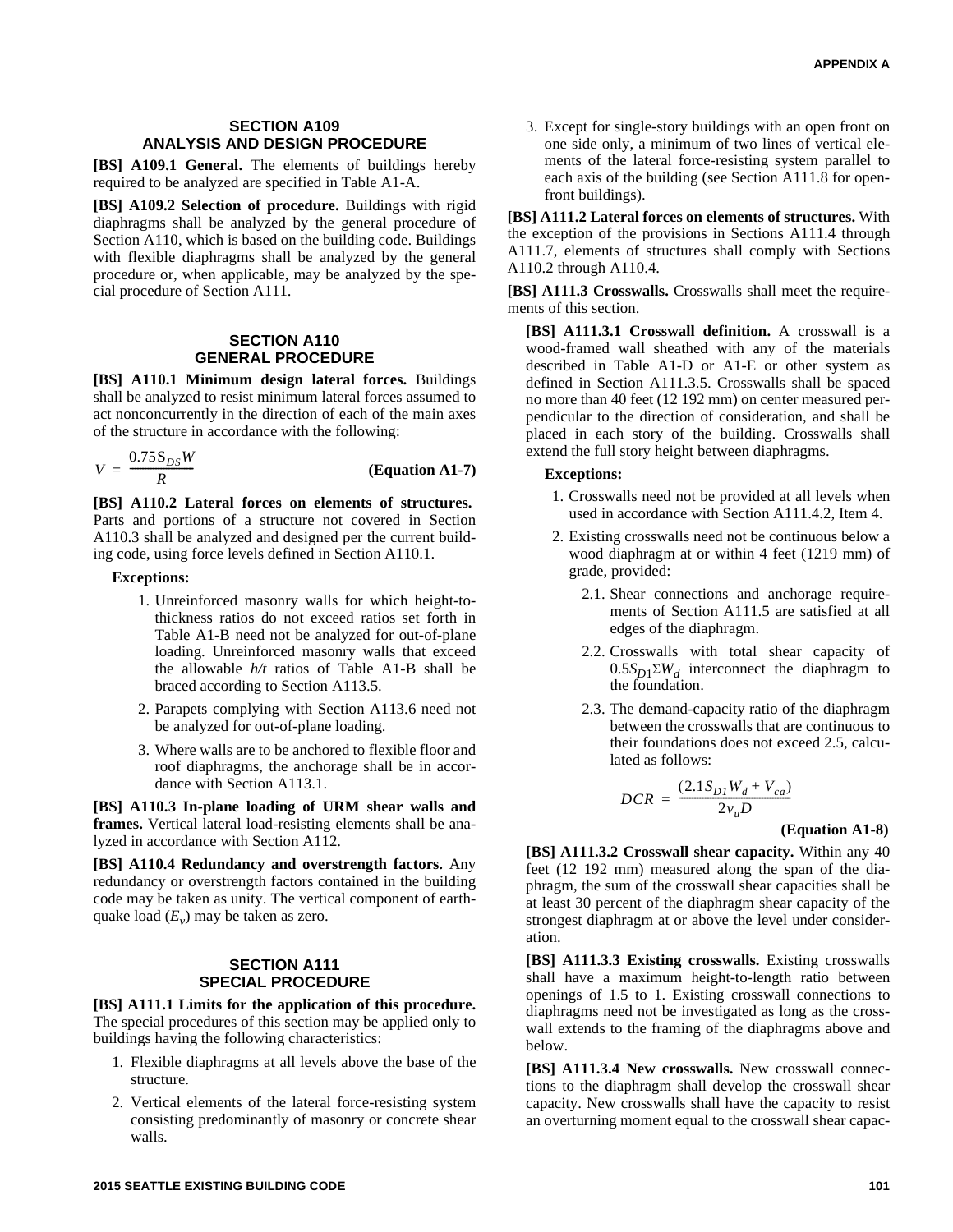## SECTION A109 ANALYSIS AND DESIGN PROCEDURE

**[BS] A109.1 General.** The elements of buildings hereby required to be analyzed are specified in Table A1-A.

**[BS] A109.2 Selection of procedure.** Buildings with rigid diaphragms shall be analyzed by the general procedure of Section A110, which is based on the building code. Buildings with flexible diaphragms shall be analyzed by the general procedure or, when applicable, may be analyzed by the special procedure of Section A111.

## SECTION A110 GENERAL PROCEDURE

**[BS] A110.1 Minimum design lateral forces.** Buildings shall be analyzed to resist minimum lateral forces assumed to act nonconcurrently in the direction of each of the main axes of the structure in accordance with the following:

$$V = \frac{0.75 S_{DS} W}{R} \qquad \textbf{(Equation A1-7)}$$

**[BS] A110.2 Lateral forces on elements of structures.** Parts and portions of a structure not covered in Section A110.3 shall be analyzed and designed per the current building code, using force levels defined in Section A110.1.

**Exceptions:**

1. Unreinforced masonry walls for which height-to-thickness ratios do not exceed ratios set forth in Table A1-B need not be analyzed for out-of-plane loading. Unreinforced masonry walls that exceed the allowable *h/t* ratios of Table A1-B shall be braced according to Section A113.5.
2. Parapets complying with Section A113.6 need not be analyzed for out-of-plane loading.
3. Where walls are to be anchored to flexible floor and roof diaphragms, the anchorage shall be in accordance with Section A113.1.

**[BS] A110.3 In-plane loading of URM shear walls and frames.** Vertical lateral load-resisting elements shall be analyzed in accordance with Section A112.

**[BS] A110.4 Redundancy and overstrength factors.** Any redundancy or overstrength factors contained in the building code may be taken as unity. The vertical component of earthquake load ($E_v$) may be taken as zero.

## SECTION A111 SPECIAL PROCEDURE

**[BS] A111.1 Limits for the application of this procedure.** The special procedures of this section may be applied only to buildings having the following characteristics:

1. Flexible diaphragms at all levels above the base of the structure.
2. Vertical elements of the lateral force-resisting system consisting predominantly of masonry or concrete shear walls.
3. Except for single-story buildings with an open front on one side only, a minimum of two lines of vertical elements of the lateral force-resisting system parallel to each axis of the building (see Section A111.8 for open-front buildings).

**[BS] A111.2 Lateral forces on elements of structures.** With the exception of the provisions in Sections A111.4 through A111.7, elements of structures shall comply with Sections A110.2 through A110.4.

**[BS] A111.3 Crosswalls.** Crosswalls shall meet the requirements of this section.

**[BS] A111.3.1 Crosswall definition.** A crosswall is a wood-framed wall sheathed with any of the materials described in Table A1-D or A1-E or other system as defined in Section A111.3.5. Crosswalls shall be spaced no more than 40 feet (12 192 mm) on center measured perpendicular to the direction of consideration, and shall be placed in each story of the building. Crosswalls shall extend the full story height between diaphragms.

**Exceptions:**

1. Crosswalls need not be provided at all levels when used in accordance with Section A111.4.2, Item 4.
2. Existing crosswalls need not be continuous below a wood diaphragm at or within 4 feet (1219 mm) of grade, provided:
   - 2.1. Shear connections and anchorage requirements of Section A111.5 are satisfied at all edges of the diaphragm.
   - 2.2. Crosswalls with total shear capacity of $0.5 S_{D1} \Sigma W_d$ interconnect the diaphragm to the foundation.
   - 2.3. The demand-capacity ratio of the diaphragm between the crosswalls that are continuous to their foundations does not exceed 2.5, calculated as follows:

$$DCR = \frac{(2.1 S_{D1} W_d + V_{ca})}{2 v_u D} \qquad \textbf{(Equation A1-8)}$$

**[BS] A111.3.2 Crosswall shear capacity.** Within any 40 feet (12 192 mm) measured along the span of the diaphragm, the sum of the crosswall shear capacities shall be at least 30 percent of the diaphragm shear capacity of the strongest diaphragm at or above the level under consideration.

**[BS] A111.3.3 Existing crosswalls.** Existing crosswalls shall have a maximum height-to-length ratio between openings of 1.5 to 1. Existing crosswall connections to diaphragms need not be investigated as long as the crosswall extends to the framing of the diaphragms above and below.

**[BS] A111.3.4 New crosswalls.** New crosswall connections to the diaphragm shall develop the crosswall shear capacity. New crosswalls shall have the capacity to resist an overturning moment equal to the crosswall shear capac-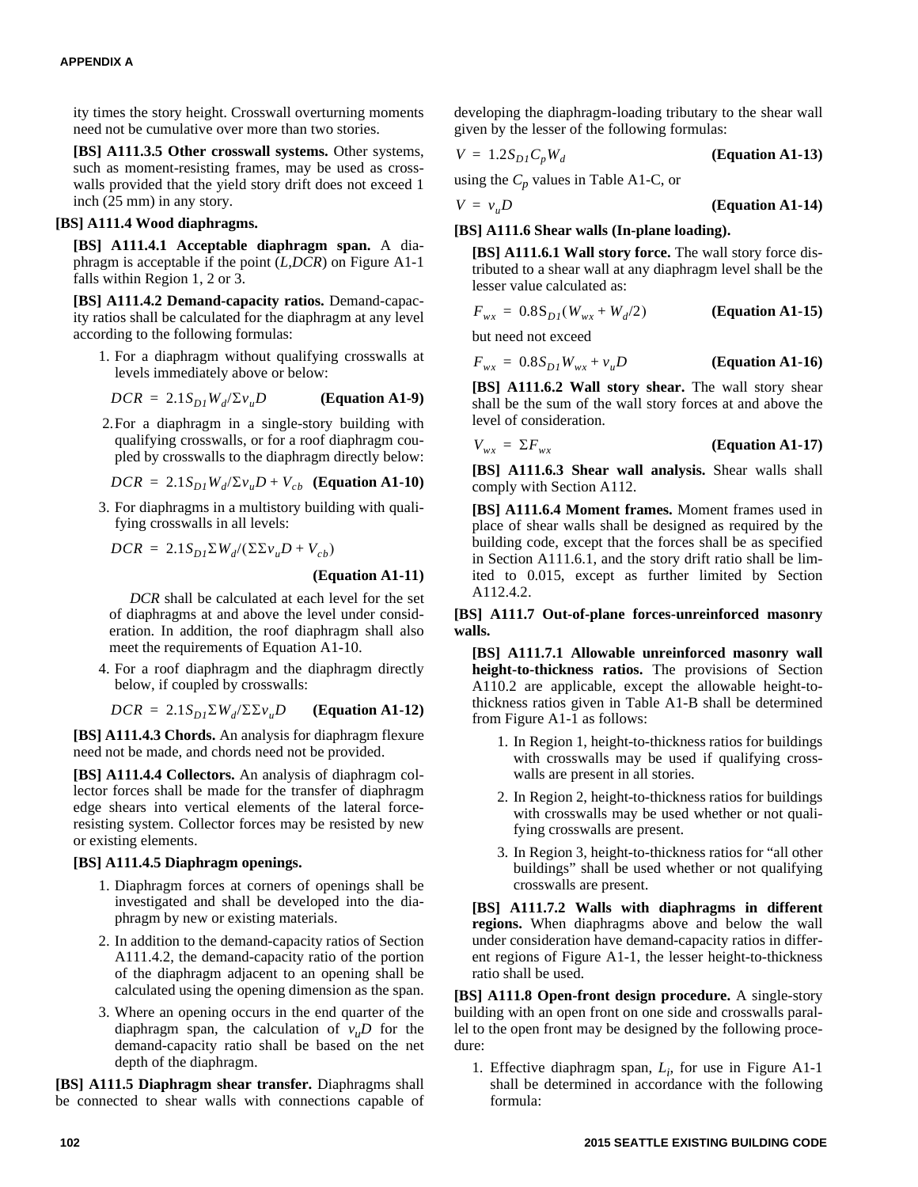ity times the story height. Crosswall overturning moments need not be cumulative over more than two stories.

**[BS] A111.3.5 Other crosswall systems.** Other systems, such as moment-resisting frames, may be used as crosswalls provided that the yield story drift does not exceed 1 inch (25 mm) in any story.

### [BS] A111.4 Wood diaphragms.

**[BS] A111.4.1 Acceptable diaphragm span.** A diaphragm is acceptable if the point ($L,DCR$) on Figure A1-1 falls within Region 1, 2 or 3.

**[BS] A111.4.2 Demand-capacity ratios.** Demand-capacity ratios shall be calculated for the diaphragm at any level according to the following formulas:

1. For a diaphragm without qualifying crosswalls at levels immediately above or below:

   $$DCR = 2.1S_{D1}W_d/\Sigma v_u D \quad \textbf{(Equation A1-9)}$$

2. For a diaphragm in a single-story building with qualifying crosswalls, or for a roof diaphragm coupled by crosswalls to the diaphragm directly below:

   $$DCR = 2.1S_{D1}W_d/\Sigma v_u D + V_{cb} \quad \textbf{(Equation A1-10)}$$

3. For diaphragms in a multistory building with qualifying crosswalls in all levels:

   $$DCR = 2.1S_{D1}\Sigma W_d/(\Sigma\Sigma v_u D + V_{cb}) \quad \textbf{(Equation A1-11)}$$

   $DCR$ shall be calculated at each level for the set of diaphragms at and above the level under consideration. In addition, the roof diaphragm shall also meet the requirements of Equation A1-10.

4. For a roof diaphragm and the diaphragm directly below, if coupled by crosswalls:

   $$DCR = 2.1S_{D1}\Sigma W_d/\Sigma\Sigma v_u D \quad \textbf{(Equation A1-12)}$$

**[BS] A111.4.3 Chords.** An analysis for diaphragm flexure need not be made, and chords need not be provided.

**[BS] A111.4.4 Collectors.** An analysis of diaphragm collector forces shall be made for the transfer of diaphragm edge shears into vertical elements of the lateral force-resisting system. Collector forces may be resisted by new or existing elements.

**[BS] A111.4.5 Diaphragm openings.**

1. Diaphragm forces at corners of openings shall be investigated and shall be developed into the diaphragm by new or existing materials.
2. In addition to the demand-capacity ratios of Section A111.4.2, the demand-capacity ratio of the portion of the diaphragm adjacent to an opening shall be calculated using the opening dimension as the span.
3. Where an opening occurs in the end quarter of the diaphragm span, the calculation of $v_u D$ for the demand-capacity ratio shall be based on the net depth of the diaphragm.

**[BS] A111.5 Diaphragm shear transfer.** Diaphragms shall be connected to shear walls with connections capable of developing the diaphragm-loading tributary to the shear wall given by the lesser of the following formulas:

$$V = 1.2S_{D1}C_p W_d \quad \textbf{(Equation A1-13)}$$

using the $C_p$ values in Table A1-C, or

$$V = v_u D \quad \textbf{(Equation A1-14)}$$

### [BS] A111.6 Shear walls (In-plane loading).

**[BS] A111.6.1 Wall story force.** The wall story force distributed to a shear wall at any diaphragm level shall be the lesser value calculated as:

$$F_{wx} = 0.8S_{D1}(W_{wx} + W_d/2) \quad \textbf{(Equation A1-15)}$$

but need not exceed

$$F_{wx} = 0.8S_{D1}W_{wx} + v_u D \quad \textbf{(Equation A1-16)}$$

**[BS] A111.6.2 Wall story shear.** The wall story shear shall be the sum of the wall story forces at and above the level of consideration.

$$V_{wx} = \Sigma F_{wx} \quad \textbf{(Equation A1-17)}$$

**[BS] A111.6.3 Shear wall analysis.** Shear walls shall comply with Section A112.

**[BS] A111.6.4 Moment frames.** Moment frames used in place of shear walls shall be designed as required by the building code, except that the forces shall be as specified in Section A111.6.1, and the story drift ratio shall be limited to 0.015, except as further limited by Section A112.4.2.

### [BS] A111.7 Out-of-plane forces-unreinforced masonry walls.

**[BS] A111.7.1 Allowable unreinforced masonry wall height-to-thickness ratios.** The provisions of Section A110.2 are applicable, except the allowable height-to-thickness ratios given in Table A1-B shall be determined from Figure A1-1 as follows:

1. In Region 1, height-to-thickness ratios for buildings with crosswalls may be used if qualifying crosswalls are present in all stories.
2. In Region 2, height-to-thickness ratios for buildings with crosswalls may be used whether or not qualifying crosswalls are present.
3. In Region 3, height-to-thickness ratios for "all other buildings" shall be used whether or not qualifying crosswalls are present.

**[BS] A111.7.2 Walls with diaphragms in different regions.** When diaphragms above and below the wall under consideration have demand-capacity ratios in different regions of Figure A1-1, the lesser height-to-thickness ratio shall be used.

**[BS] A111.8 Open-front design procedure.** A single-story building with an open front on one side and crosswalls parallel to the open front may be designed by the following procedure:

1. Effective diaphragm span, $L_i$, for use in Figure A1-1 shall be determined in accordance with the following formula: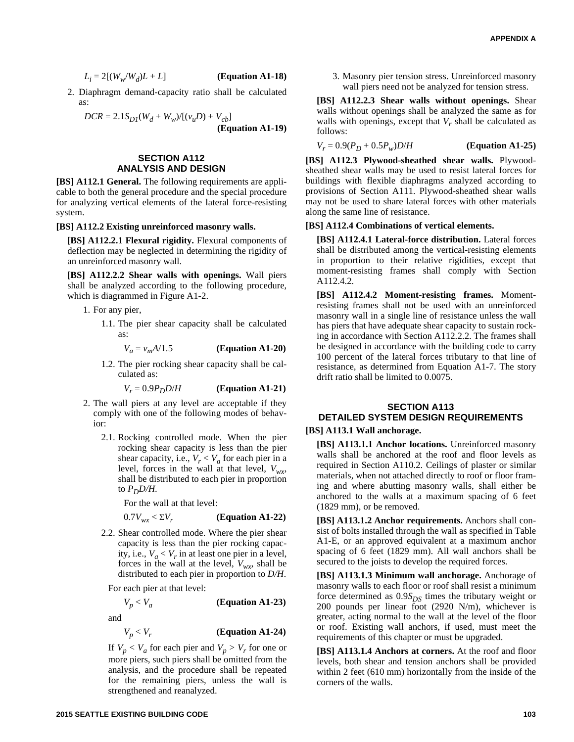$$L_i = 2[(W_w/W_d)L + L] \qquad \textbf{(Equation A1-18)}$$

2. Diaphragm demand-capacity ratio shall be calculated as:

$$DCR = 2.1S_{D1}(W_d + W_w)/[(v_uD) + V_{cb}] \qquad \textbf{(Equation A1-19)}$$

## SECTION A112 ANALYSIS AND DESIGN

**[BS] A112.1 General.** The following requirements are applicable to both the general procedure and the special procedure for analyzing vertical elements of the lateral force-resisting system.

**[BS] A112.2 Existing unreinforced masonry walls.**

**[BS] A112.2.1 Flexural rigidity.** Flexural components of deflection may be neglected in determining the rigidity of an unreinforced masonry wall.

**[BS] A112.2.2 Shear walls with openings.** Wall piers shall be analyzed according to the following procedure, which is diagrammed in Figure A1-2.

1. For any pier,
   - 1.1. The pier shear capacity shall be calculated as:

     $$V_a = v_mA/1.5 \qquad \textbf{(Equation A1-20)}$$

   - 1.2. The pier rocking shear capacity shall be calculated as:

     $$V_r = 0.9P_DD/H \qquad \textbf{(Equation A1-21)}$$

2. The wall piers at any level are acceptable if they comply with one of the following modes of behavior:
   - 2.1. Rocking controlled mode. When the pier rocking shear capacity is less than the pier shear capacity, i.e., $V_r < V_a$ for each pier in a level, forces in the wall at that level, $V_{wx}$, shall be distributed to each pier in proportion to $P_DD/H$.

     For the wall at that level:

     $$0.7V_{wx} < \Sigma V_r \qquad \textbf{(Equation A1-22)}$$

   - 2.2. Shear controlled mode. Where the pier shear capacity is less than the pier rocking capacity, i.e., $V_a < V_r$ in at least one pier in a level, forces in the wall at the level, $V_{wx}$, shall be distributed to each pier in proportion to $D/H$.

   For each pier at that level:

   $$V_p < V_a \qquad \textbf{(Equation A1-23)}$$

   and

   $$V_p < V_r \qquad \textbf{(Equation A1-24)}$$

   If $V_p < V_a$ for each pier and $V_p > V_r$ for one or more piers, such piers shall be omitted from the analysis, and the procedure shall be repeated for the remaining piers, unless the wall is strengthened and reanalyzed.

3. Masonry pier tension stress. Unreinforced masonry wall piers need not be analyzed for tension stress.

**[BS] A112.2.3 Shear walls without openings.** Shear walls without openings shall be analyzed the same as for walls with openings, except that $V_r$ shall be calculated as follows:

$$V_r = 0.9(P_D + 0.5P_w)D/H \qquad \textbf{(Equation A1-25)}$$

**[BS] A112.3 Plywood-sheathed shear walls.** Plywood-sheathed shear walls may be used to resist lateral forces for buildings with flexible diaphragms analyzed according to provisions of Section A111. Plywood-sheathed shear walls may not be used to share lateral forces with other materials along the same line of resistance.

**[BS] A112.4 Combinations of vertical elements.**

**[BS] A112.4.1 Lateral-force distribution.** Lateral forces shall be distributed among the vertical-resisting elements in proportion to their relative rigidities, except that moment-resisting frames shall comply with Section A112.4.2.

**[BS] A112.4.2 Moment-resisting frames.** Moment-resisting frames shall not be used with an unreinforced masonry wall in a single line of resistance unless the wall has piers that have adequate shear capacity to sustain rocking in accordance with Section A112.2.2. The frames shall be designed in accordance with the building code to carry 100 percent of the lateral forces tributary to that line of resistance, as determined from Equation A1-7. The story drift ratio shall be limited to 0.0075.

## SECTION A113 DETAILED SYSTEM DESIGN REQUIREMENTS

**[BS] A113.1 Wall anchorage.**

**[BS] A113.1.1 Anchor locations.** Unreinforced masonry walls shall be anchored at the roof and floor levels as required in Section A110.2. Ceilings of plaster or similar materials, when not attached directly to roof or floor framing and where abutting masonry walls, shall either be anchored to the walls at a maximum spacing of 6 feet (1829 mm), or be removed.

**[BS] A113.1.2 Anchor requirements.** Anchors shall consist of bolts installed through the wall as specified in Table A1-E, or an approved equivalent at a maximum anchor spacing of 6 feet (1829 mm). All wall anchors shall be secured to the joists to develop the required forces.

**[BS] A113.1.3 Minimum wall anchorage.** Anchorage of masonry walls to each floor or roof shall resist a minimum force determined as $0.9S_{DS}$ times the tributary weight or 200 pounds per linear foot (2920 N/m), whichever is greater, acting normal to the wall at the level of the floor or roof. Existing wall anchors, if used, must meet the requirements of this chapter or must be upgraded.

**[BS] A113.1.4 Anchors at corners.** At the roof and floor levels, both shear and tension anchors shall be provided within 2 feet (610 mm) horizontally from the inside of the corners of the walls.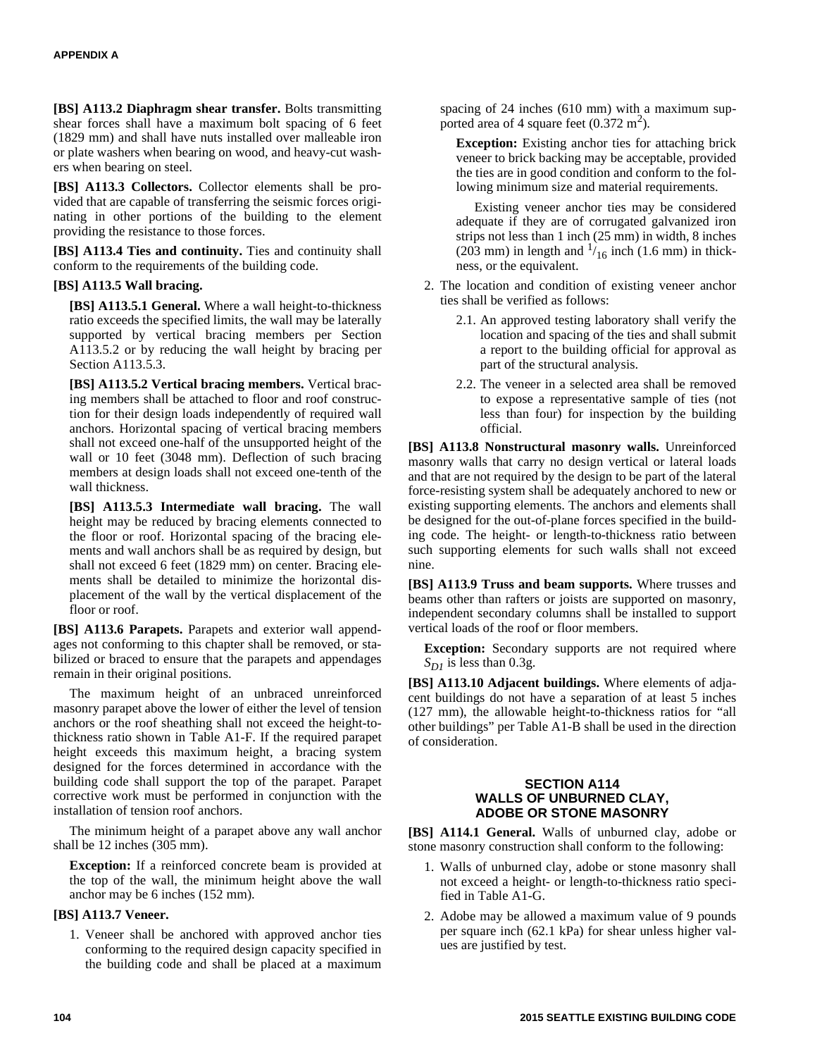**[BS] A113.2 Diaphragm shear transfer.** Bolts transmitting shear forces shall have a maximum bolt spacing of 6 feet (1829 mm) and shall have nuts installed over malleable iron or plate washers when bearing on wood, and heavy-cut washers when bearing on steel.

**[BS] A113.3 Collectors.** Collector elements shall be provided that are capable of transferring the seismic forces originating in other portions of the building to the element providing the resistance to those forces.

**[BS] A113.4 Ties and continuity.** Ties and continuity shall conform to the requirements of the building code.

**[BS] A113.5 Wall bracing.**

**[BS] A113.5.1 General.** Where a wall height-to-thickness ratio exceeds the specified limits, the wall may be laterally supported by vertical bracing members per Section A113.5.2 or by reducing the wall height by bracing per Section A113.5.3.

**[BS] A113.5.2 Vertical bracing members.** Vertical bracing members shall be attached to floor and roof construction for their design loads independently of required wall anchors. Horizontal spacing of vertical bracing members shall not exceed one-half of the unsupported height of the wall or 10 feet (3048 mm). Deflection of such bracing members at design loads shall not exceed one-tenth of the wall thickness.

**[BS] A113.5.3 Intermediate wall bracing.** The wall height may be reduced by bracing elements connected to the floor or roof. Horizontal spacing of the bracing elements and wall anchors shall be as required by design, but shall not exceed 6 feet (1829 mm) on center. Bracing elements shall be detailed to minimize the horizontal displacement of the wall by the vertical displacement of the floor or roof.

**[BS] A113.6 Parapets.** Parapets and exterior wall appendages not conforming to this chapter shall be removed, or stabilized or braced to ensure that the parapets and appendages remain in their original positions.

The maximum height of an unbraced unreinforced masonry parapet above the lower of either the level of tension anchors or the roof sheathing shall not exceed the height-to-thickness ratio shown in Table A1-F. If the required parapet height exceeds this maximum height, a bracing system designed for the forces determined in accordance with the building code shall support the top of the parapet. Parapet corrective work must be performed in conjunction with the installation of tension roof anchors.

The minimum height of a parapet above any wall anchor shall be 12 inches (305 mm).

**Exception:** If a reinforced concrete beam is provided at the top of the wall, the minimum height above the wall anchor may be 6 inches (152 mm).

**[BS] A113.7 Veneer.**

1. Veneer shall be anchored with approved anchor ties conforming to the required design capacity specified in the building code and shall be placed at a maximum spacing of 24 inches (610 mm) with a maximum supported area of 4 square feet (0.372 $m^2$).

   **Exception:** Existing anchor ties for attaching brick veneer to brick backing may be acceptable, provided the ties are in good condition and conform to the following minimum size and material requirements.

   Existing veneer anchor ties may be considered adequate if they are of corrugated galvanized iron strips not less than 1 inch (25 mm) in width, 8 inches (203 mm) in length and $^1/_{16}$ inch (1.6 mm) in thickness, or the equivalent.

2. The location and condition of existing veneer anchor ties shall be verified as follows:

   2.1. An approved testing laboratory shall verify the location and spacing of the ties and shall submit a report to the building official for approval as part of the structural analysis.

   2.2. The veneer in a selected area shall be removed to expose a representative sample of ties (not less than four) for inspection by the building official.

**[BS] A113.8 Nonstructural masonry walls.** Unreinforced masonry walls that carry no design vertical or lateral loads and that are not required by the design to be part of the lateral force-resisting system shall be adequately anchored to new or existing supporting elements. The anchors and elements shall be designed for the out-of-plane forces specified in the building code. The height- or length-to-thickness ratio between such supporting elements for such walls shall not exceed nine.

**[BS] A113.9 Truss and beam supports.** Where trusses and beams other than rafters or joists are supported on masonry, independent secondary columns shall be installed to support vertical loads of the roof or floor members.

**Exception:** Secondary supports are not required where $S_{D1}$ is less than 0.3g.

**[BS] A113.10 Adjacent buildings.** Where elements of adjacent buildings do not have a separation of at least 5 inches (127 mm), the allowable height-to-thickness ratios for "all other buildings" per Table A1-B shall be used in the direction of consideration.

## SECTION A114 WALLS OF UNBURNED CLAY, ADOBE OR STONE MASONRY

**[BS] A114.1 General.** Walls of unburned clay, adobe or stone masonry construction shall conform to the following:

1. Walls of unburned clay, adobe or stone masonry shall not exceed a height- or length-to-thickness ratio specified in Table A1-G.
2. Adobe may be allowed a maximum value of 9 pounds per square inch (62.1 kPa) for shear unless higher values are justified by test.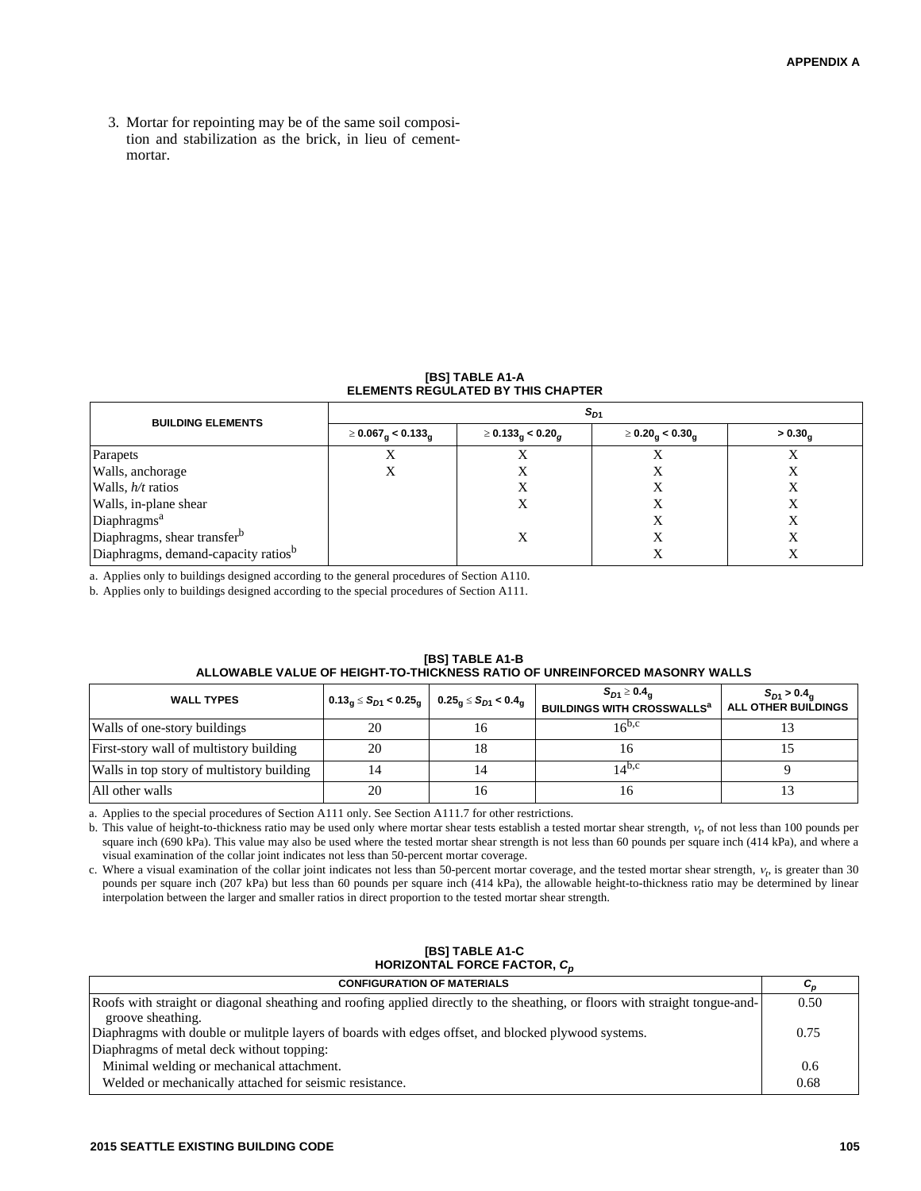3. Mortar for repointing may be of the same soil composition and stabilization as the brick, in lieu of cement-mortar.

**[BS] TABLE A1-A**
**ELEMENTS REGULATED BY THIS CHAPTER**

| BUILDING ELEMENTS | $S_{D1}$ | | | |
|---|---|---|---|---|
| | $\geq 0.067_g < 0.133_g$ | $\geq 0.133_g < 0.20_g$ | $\geq 0.20_g < 0.30_g$ | $> 0.30_g$ |
| Parapets | X | X | X | X |
| Walls, anchorage | X | X | X | X |
| Walls, *h/t* ratios | | X | X | X |
| Walls, in-plane shear | | X | X | X |
| Diaphragms[a] | | | X | X |
| Diaphragms, shear transfer[b] | | X | X | X |
| Diaphragms, demand-capacity ratios[b] | | | X | X |

a. Applies only to buildings designed according to the general procedures of Section A110.

b. Applies only to buildings designed according to the special procedures of Section A111.

**[BS] TABLE A1-B**
**ALLOWABLE VALUE OF HEIGHT-TO-THICKNESS RATIO OF UNREINFORCED MASONRY WALLS**

| WALL TYPES | $0.13_g \leq S_{D1} < 0.25_g$ | $0.25_g \leq S_{D1} < 0.4_g$ | $S_{D1} \geq 0.4_g$ BUILDINGS WITH CROSSWALLS[a] | $S_{D1} > 0.4_g$ ALL OTHER BUILDINGS |
|---|---|---|---|---|
| Walls of one-story buildings | 20 | 16 | 16[b,c] | 13 |
| First-story wall of multistory building | 20 | 18 | 16 | 15 |
| Walls in top story of multistory building | 14 | 14 | 14[b,c] | 9 |
| All other walls | 20 | 16 | 16 | 13 |

a. Applies to the special procedures of Section A111 only. See Section A111.7 for other restrictions.

b. This value of height-to-thickness ratio may be used only where mortar shear tests establish a tested mortar shear strength, $v_t$, of not less than 100 pounds per square inch (690 kPa). This value may also be used where the tested mortar shear strength is not less than 60 pounds per square inch (414 kPa), and where a visual examination of the collar joint indicates not less than 50-percent mortar coverage.

c. Where a visual examination of the collar joint indicates not less than 50-percent mortar coverage, and the tested mortar shear strength, $v_t$, is greater than 30 pounds per square inch (207 kPa) but less than 60 pounds per square inch (414 kPa), the allowable height-to-thickness ratio may be determined by linear interpolation between the larger and smaller ratios in direct proportion to the tested mortar shear strength.

**[BS] TABLE A1-C**
**HORIZONTAL FORCE FACTOR, $C_p$**

| CONFIGURATION OF MATERIALS | $C_p$ |
|---|---|
| Roofs with straight or diagonal sheathing and roofing applied directly to the sheathing, or floors with straight tongue-and-groove sheathing. | 0.50 |
| Diaphragms with double or mulitple layers of boards with edges offset, and blocked plywood systems. | 0.75 |
| Diaphragms of metal deck without topping: | |
| Minimal welding or mechanical attachment. | 0.6 |
| Welded or mechanically attached for seismic resistance. | 0.68 |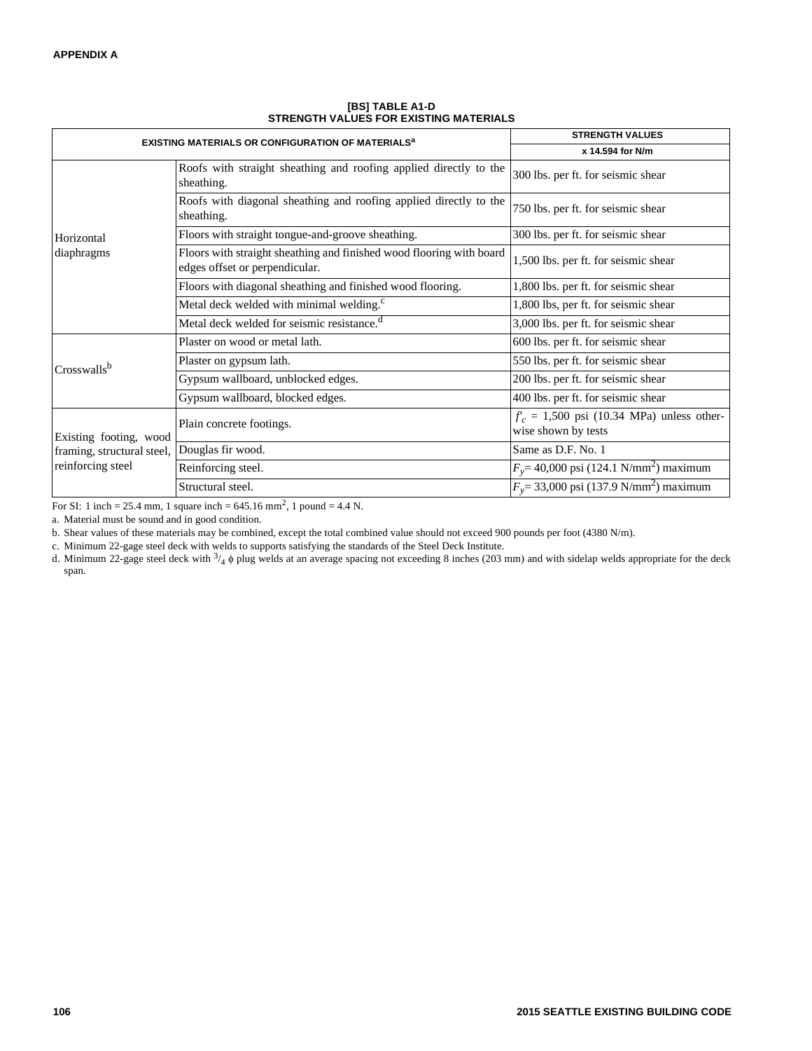**[BS] TABLE A1-D**
**STRENGTH VALUES FOR EXISTING MATERIALS**

| EXISTING MATERIALS OR CONFIGURATION OF MATERIALS[a] | | STRENGTH VALUES |
|---|---|---|
| | | x 14.594 for N/m |
| Horizontal diaphragms | Roofs with straight sheathing and roofing applied directly to the sheathing. | 300 lbs. per ft. for seismic shear |
| | Roofs with diagonal sheathing and roofing applied directly to the sheathing. | 750 lbs. per ft. for seismic shear |
| | Floors with straight tongue-and-groove sheathing. | 300 lbs. per ft. for seismic shear |
| | Floors with straight sheathing and finished wood flooring with board edges offset or perpendicular. | 1,500 lbs. per ft. for seismic shear |
| | Floors with diagonal sheathing and finished wood flooring. | 1,800 lbs. per ft. for seismic shear |
| | Metal deck welded with minimal welding.[c] | 1,800 lbs, per ft. for seismic shear |
| | Metal deck welded for seismic resistance.[d] | 3,000 lbs. per ft. for seismic shear |
| Crosswalls[b] | Plaster on wood or metal lath. | 600 lbs. per ft. for seismic shear |
| | Plaster on gypsum lath. | 550 lbs. per ft. for seismic shear |
| | Gypsum wallboard, unblocked edges. | 200 lbs. per ft. for seismic shear |
| | Gypsum wallboard, blocked edges. | 400 lbs. per ft. for seismic shear |
| Existing footing, wood framing, structural steel, reinforcing steel | Plain concrete footings. | $f'_c$ = 1,500 psi (10.34 MPa) unless otherwise shown by tests |
| | Douglas fir wood. | Same as D.F. No. 1 |
| | Reinforcing steel. | $F_y$= 40,000 psi (124.1 N/mm$^2$) maximum |
| | Structural steel. | $F_y$= 33,000 psi (137.9 N/mm$^2$) maximum |

For SI: 1 inch = 25.4 mm, 1 square inch = 645.16 mm$^2$, 1 pound = 4.4 N.

a. Material must be sound and in good condition.

b. Shear values of these materials may be combined, except the total combined value should not exceed 900 pounds per foot (4380 N/m).

c. Minimum 22-gage steel deck with welds to supports satisfying the standards of the Steel Deck Institute.

d. Minimum 22-gage steel deck with $^3/_4$ ϕ plug welds at an average spacing not exceeding 8 inches (203 mm) and with sidelap welds appropriate for the deck span.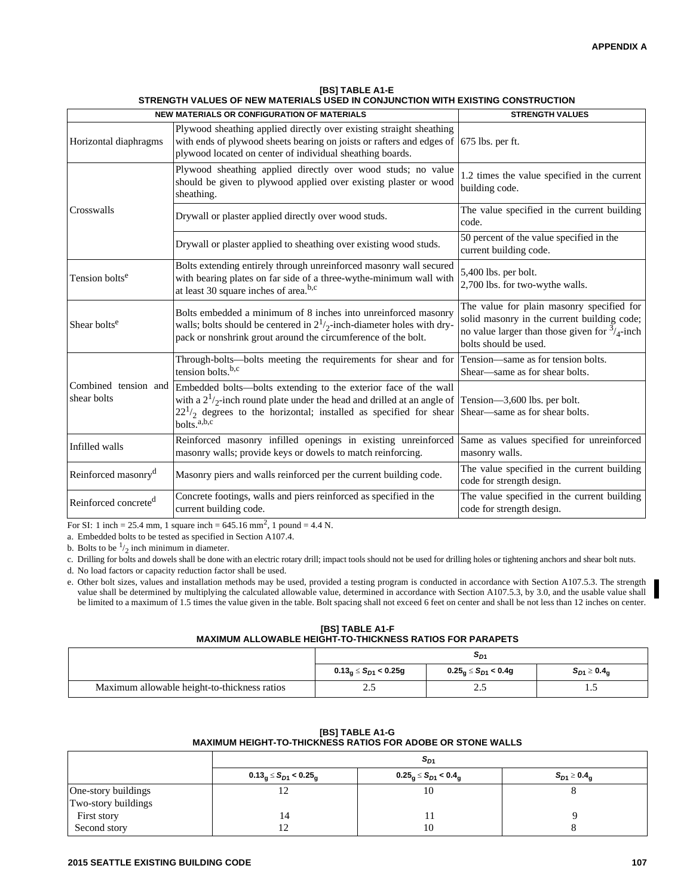**[BS] TABLE A1-E**
**STRENGTH VALUES OF NEW MATERIALS USED IN CONJUNCTION WITH EXISTING CONSTRUCTION**

| NEW MATERIALS OR CONFIGURATION OF MATERIALS | | STRENGTH VALUES |
|---|---|---|
| Horizontal diaphragms | Plywood sheathing applied directly over existing straight sheathing with ends of plywood sheets bearing on joists or rafters and edges of plywood located on center of individual sheathing boards. | 675 lbs. per ft. |
| Crosswalls | Plywood sheathing applied directly over wood studs; no value should be given to plywood applied over existing plaster or wood sheathing. | 1.2 times the value specified in the current building code. |
| | Drywall or plaster applied directly over wood studs. | The value specified in the current building code. |
| | Drywall or plaster applied to sheathing over existing wood studs. | 50 percent of the value specified in the current building code. |
| Tension bolts[e] | Bolts extending entirely through unreinforced masonry wall secured with bearing plates on far side of a three-wythe-minimum wall with at least 30 square inches of area.[b,c] | 5,400 lbs. per bolt. 2,700 lbs. for two-wythe walls. |
| Shear bolts[e] | Bolts embedded a minimum of 8 inches into unreinforced masonry walls; bolts should be centered in $2^1/_2$-inch-diameter holes with dry-pack or nonshrink grout around the circumference of the bolt. | The value for plain masonry specified for solid masonry in the current building code; no value larger than those given for $^3/_4$-inch bolts should be used. |
| Combined tension and shear bolts | Through-bolts—bolts meeting the requirements for shear and for tension bolts.[b,c] | Tension—same as for tension bolts. Shear—same as for shear bolts. |
| | Embedded bolts—bolts extending to the exterior face of the wall with a $2^1/_2$-inch round plate under the head and drilled at an angle of $22^1/_2$ degrees to the horizontal; installed as specified for shear bolts.[a,b,c] | Tension—3,600 lbs. per bolt. Shear—same as for shear bolts. |
| Infilled walls | Reinforced masonry infilled openings in existing unreinforced masonry walls; provide keys or dowels to match reinforcing. | Same as values specified for unreinforced masonry walls. |
| Reinforced masonry[d] | Masonry piers and walls reinforced per the current building code. | The value specified in the current building code for strength design. |
| Reinforced concrete[d] | Concrete footings, walls and piers reinforced as specified in the current building code. | The value specified in the current building code for strength design. |

For SI: 1 inch = 25.4 mm, 1 square inch = 645.16 mm$^2$, 1 pound = 4.4 N.

a. Embedded bolts to be tested as specified in Section A107.4.

b. Bolts to be $^1/_2$ inch minimum in diameter.

c. Drilling for bolts and dowels shall be done with an electric rotary drill; impact tools should not be used for drilling holes or tightening anchors and shear bolt nuts.

d. No load factors or capacity reduction factor shall be used.

e. Other bolt sizes, values and installation methods may be used, provided a testing program is conducted in accordance with Section A107.5.3. The strength value shall be determined by multiplying the calculated allowable value, determined in accordance with Section A107.5.3, by 3.0, and the usable value shall be limited to a maximum of 1.5 times the value given in the table. Bolt spacing shall not exceed 6 feet on center and shall be not less than 12 inches on center.

**[BS] TABLE A1-F**
**MAXIMUM ALLOWABLE HEIGHT-TO-THICKNESS RATIOS FOR PARAPETS**

| | $S_{D1}$ | | |
|---|---|---|---|
| | $0.13_g \leq S_{D1} < 0.25g$ | $0.25_g \leq S_{D1} < 0.4g$ | $S_{D1} \geq 0.4_g$ |
| Maximum allowable height-to-thickness ratios | 2.5 | 2.5 | 1.5 |

**[BS] TABLE A1-G**
**MAXIMUM HEIGHT-TO-THICKNESS RATIOS FOR ADOBE OR STONE WALLS**

| | $S_{D1}$ | | |
|---|---|---|---|
| | $0.13_g \leq S_{D1} < 0.25_g$ | $0.25_g \leq S_{D1} < 0.4_g$ | $S_{D1} \geq 0.4_g$ |
| One-story buildings | 12 | 10 | 8 |
| Two-story buildings | | | |
| First story | 14 | 11 | 9 |
| Second story | 12 | 10 | 8 |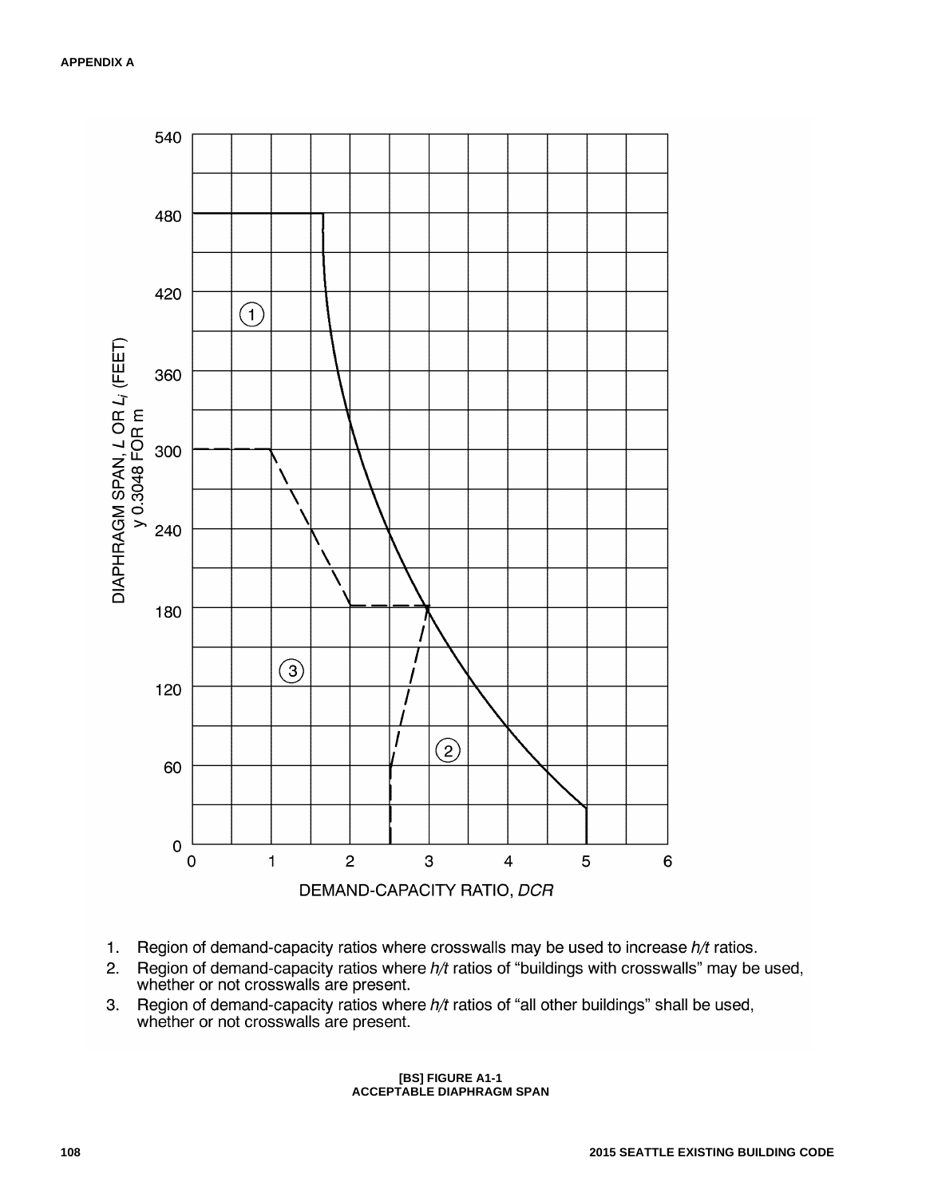1. Region of demand-capacity ratios where crosswalls may be used to increase $h/t$ ratios.
2. Region of demand-capacity ratios where $h/t$ ratios of "buildings with crosswalls" may be used, whether or not crosswalls are present.
3. Region of demand-capacity ratios where $h/t$ ratios of "all other buildings" shall be used, whether or not crosswalls are present.

**[BS] FIGURE A1-1**
**ACCEPTABLE DIAPHRAGM SPAN**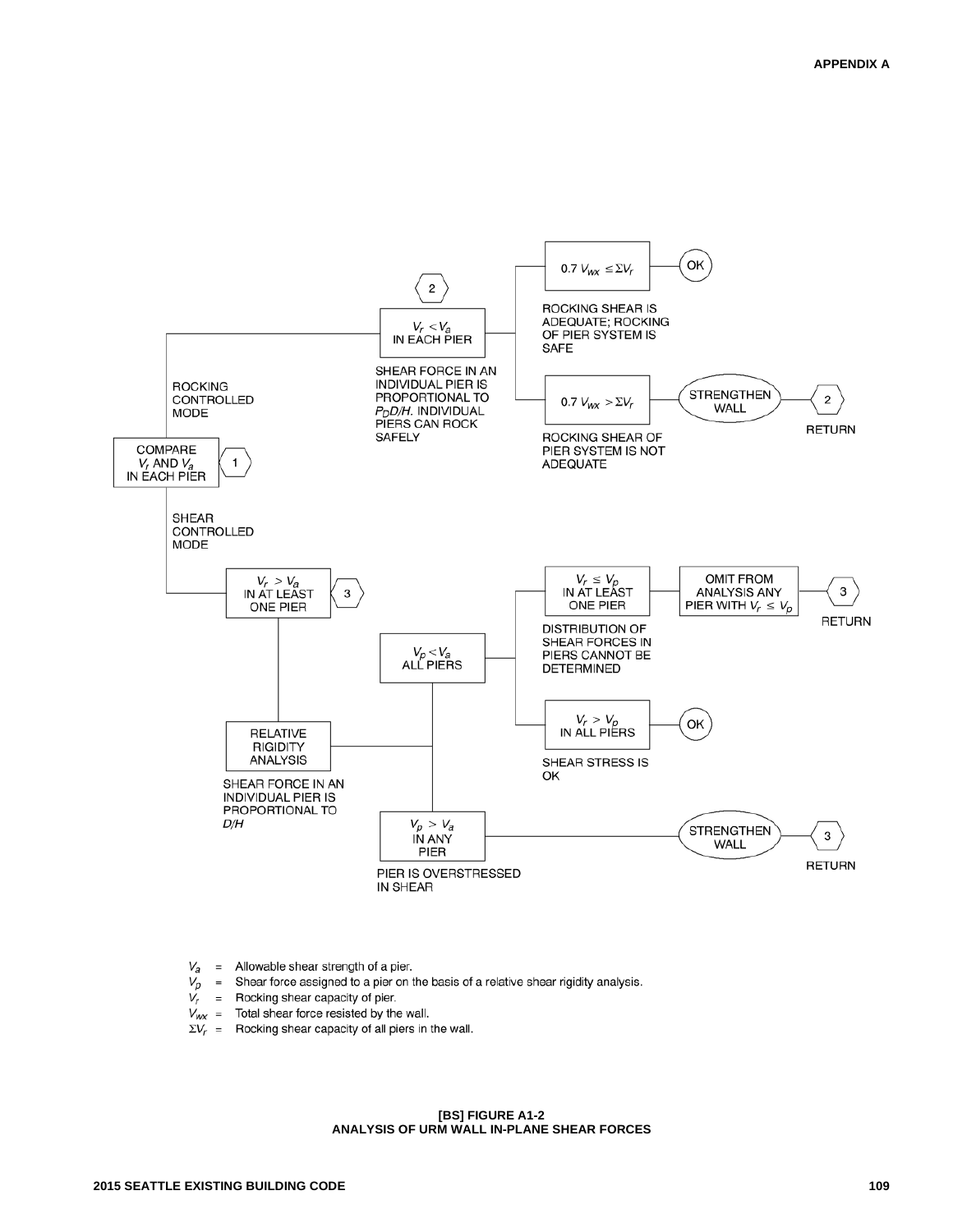COMPARE $V_r$ AND $V_a$ IN EACH PIER (1)

**ROCKING CONTROLLED MODE**

- (2) $V_r < V_a$ IN EACH PIER
  - SHEAR FORCE IN AN INDIVIDUAL PIER IS PROPORTIONAL TO $P_D D/H$. INDIVIDUAL PIERS CAN ROCK SAFELY
  - $0.7\ V_{wx} \leq \Sigma V_r$ → OK
    - ROCKING SHEAR IS ADEQUATE; ROCKING OF PIER SYSTEM IS SAFE
  - $0.7\ V_{wx} > \Sigma V_r$ → STRENGTHEN WALL → (2) RETURN
    - ROCKING SHEAR OF PIER SYSTEM IS NOT ADEQUATE

**SHEAR CONTROLLED MODE**

- (3) $V_r > V_a$ IN AT LEAST ONE PIER
  - RELATIVE RIGIDITY ANALYSIS
    - SHEAR FORCE IN AN INDIVIDUAL PIER IS PROPORTIONAL TO $D/H$
  - $V_p < V_a$ ALL PIERS
    - $V_r \leq V_p$ IN AT LEAST ONE PIER → OMIT FROM ANALYSIS ANY PIER WITH $V_r \leq V_p$ → (3) RETURN
      - DISTRIBUTION OF SHEAR FORCES IN PIERS CANNOT BE DETERMINED
    - $V_r > V_p$ IN ALL PIERS → OK
      - SHEAR STRESS IS OK
  - $V_p > V_a$ IN ANY PIER → STRENGTHEN WALL → (3) RETURN
    - PIER IS OVERSTRESSED IN SHEAR

$V_a$ = Allowable shear strength of a pier.
$V_p$ = Shear force assigned to a pier on the basis of a relative shear rigidity analysis.
$V_r$ = Rocking shear capacity of pier.
$V_{wx}$ = Total shear force resisted by the wall.
$\Sigma V_r$ = Rocking shear capacity of all piers in the wall.

**[BS] FIGURE A1-2**
**ANALYSIS OF URM WALL IN-PLANE SHEAR FORCES**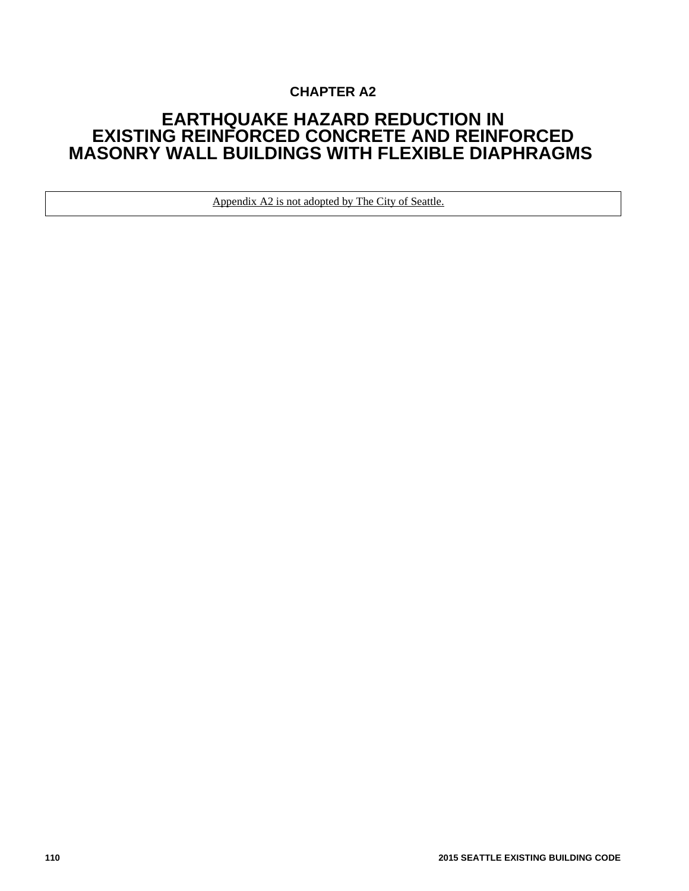# CHAPTER A2

# EARTHQUAKE HAZARD REDUCTION IN EXISTING REINFORCED CONCRETE AND REINFORCED MASONRY WALL BUILDINGS WITH FLEXIBLE DIAPHRAGMS

Appendix A2 is not adopted by The City of Seattle.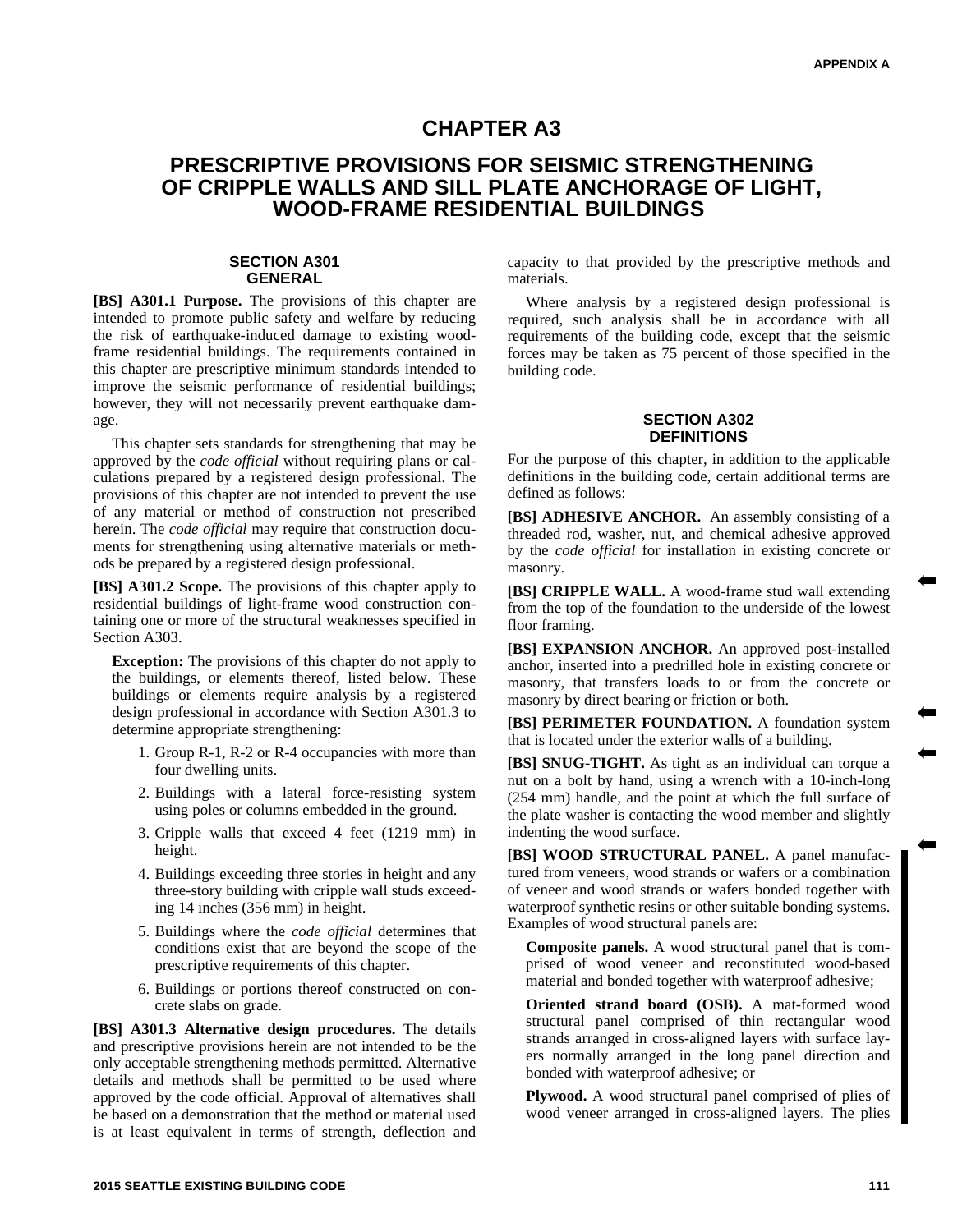# CHAPTER A3

# PRESCRIPTIVE PROVISIONS FOR SEISMIC STRENGTHENING OF CRIPPLE WALLS AND SILL PLATE ANCHORAGE OF LIGHT, WOOD-FRAME RESIDENTIAL BUILDINGS

## SECTION A301 GENERAL

**[BS] A301.1 Purpose.** The provisions of this chapter are intended to promote public safety and welfare by reducing the risk of earthquake-induced damage to existing wood-frame residential buildings. The requirements contained in this chapter are prescriptive minimum standards intended to improve the seismic performance of residential buildings; however, they will not necessarily prevent earthquake damage.

This chapter sets standards for strengthening that may be approved by the *code official* without requiring plans or calculations prepared by a registered design professional. The provisions of this chapter are not intended to prevent the use of any material or method of construction not prescribed herein. The *code official* may require that construction documents for strengthening using alternative materials or methods be prepared by a registered design professional.

**[BS] A301.2 Scope.** The provisions of this chapter apply to residential buildings of light-frame wood construction containing one or more of the structural weaknesses specified in Section A303.

**Exception:** The provisions of this chapter do not apply to the buildings, or elements thereof, listed below. These buildings or elements require analysis by a registered design professional in accordance with Section A301.3 to determine appropriate strengthening:

1. Group R-1, R-2 or R-4 occupancies with more than four dwelling units.
2. Buildings with a lateral force-resisting system using poles or columns embedded in the ground.
3. Cripple walls that exceed 4 feet (1219 mm) in height.
4. Buildings exceeding three stories in height and any three-story building with cripple wall studs exceeding 14 inches (356 mm) in height.
5. Buildings where the *code official* determines that conditions exist that are beyond the scope of the prescriptive requirements of this chapter.
6. Buildings or portions thereof constructed on concrete slabs on grade.

**[BS] A301.3 Alternative design procedures.** The details and prescriptive provisions herein are not intended to be the only acceptable strengthening methods permitted. Alternative details and methods shall be permitted to be used where approved by the code official. Approval of alternatives shall be based on a demonstration that the method or material used is at least equivalent in terms of strength, deflection and capacity to that provided by the prescriptive methods and materials.

Where analysis by a registered design professional is required, such analysis shall be in accordance with all requirements of the building code, except that the seismic forces may be taken as 75 percent of those specified in the building code.

## SECTION A302 DEFINITIONS

For the purpose of this chapter, in addition to the applicable definitions in the building code, certain additional terms are defined as follows:

**[BS] ADHESIVE ANCHOR.** An assembly consisting of a threaded rod, washer, nut, and chemical adhesive approved by the *code official* for installation in existing concrete or masonry.

**[BS] CRIPPLE WALL.** A wood-frame stud wall extending from the top of the foundation to the underside of the lowest floor framing.

**[BS] EXPANSION ANCHOR.** An approved post-installed anchor, inserted into a predrilled hole in existing concrete or masonry, that transfers loads to or from the concrete or masonry by direct bearing or friction or both.

**[BS] PERIMETER FOUNDATION.** A foundation system that is located under the exterior walls of a building.

**[BS] SNUG-TIGHT.** As tight as an individual can torque a nut on a bolt by hand, using a wrench with a 10-inch-long (254 mm) handle, and the point at which the full surface of the plate washer is contacting the wood member and slightly indenting the wood surface.

**[BS] WOOD STRUCTURAL PANEL.** A panel manufactured from veneers, wood strands or wafers or a combination of veneer and wood strands or wafers bonded together with waterproof synthetic resins or other suitable bonding systems. Examples of wood structural panels are:

**Composite panels.** A wood structural panel that is comprised of wood veneer and reconstituted wood-based material and bonded together with waterproof adhesive;

**Oriented strand board (OSB).** A mat-formed wood structural panel comprised of thin rectangular wood strands arranged in cross-aligned layers with surface layers normally arranged in the long panel direction and bonded with waterproof adhesive; or

**Plywood.** A wood structural panel comprised of plies of wood veneer arranged in cross-aligned layers. The plies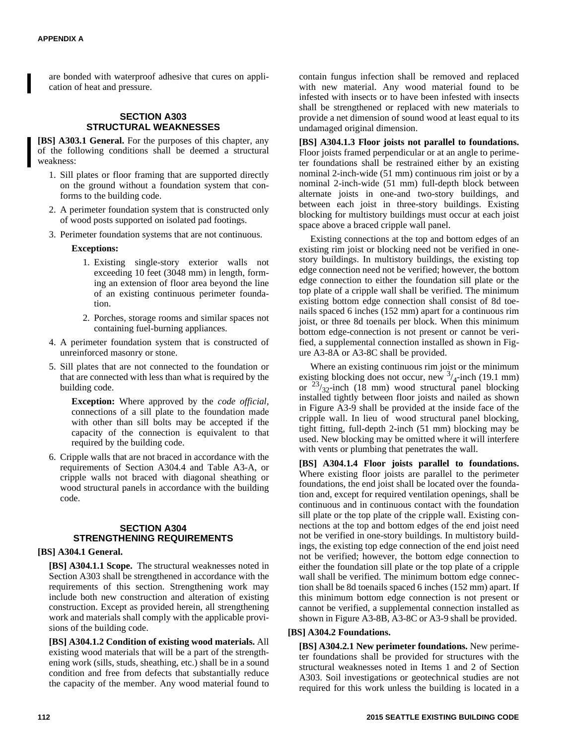are bonded with waterproof adhesive that cures on application of heat and pressure.

## SECTION A303 STRUCTURAL WEAKNESSES

**[BS] A303.1 General.** For the purposes of this chapter, any of the following conditions shall be deemed a structural weakness:

1. Sill plates or floor framing that are supported directly on the ground without a foundation system that conforms to the building code.
2. A perimeter foundation system that is constructed only of wood posts supported on isolated pad footings.
3. Perimeter foundation systems that are not continuous.

   **Exceptions:**

   1. Existing single-story exterior walls not exceeding 10 feet (3048 mm) in length, forming an extension of floor area beyond the line of an existing continuous perimeter foundation.
   2. Porches, storage rooms and similar spaces not containing fuel-burning appliances.

4. A perimeter foundation system that is constructed of unreinforced masonry or stone.
5. Sill plates that are not connected to the foundation or that are connected with less than what is required by the building code.

   **Exception:** Where approved by the *code official*, connections of a sill plate to the foundation made with other than sill bolts may be accepted if the capacity of the connection is equivalent to that required by the building code.

6. Cripple walls that are not braced in accordance with the requirements of Section A304.4 and Table A3-A, or cripple walls not braced with diagonal sheathing or wood structural panels in accordance with the building code.

## SECTION A304 STRENGTHENING REQUIREMENTS

**[BS] A304.1 General.**

**[BS] A304.1.1 Scope.** The structural weaknesses noted in Section A303 shall be strengthened in accordance with the requirements of this section. Strengthening work may include both new construction and alteration of existing construction. Except as provided herein, all strengthening work and materials shall comply with the applicable provisions of the building code.

**[BS] A304.1.2 Condition of existing wood materials.** All existing wood materials that will be a part of the strengthening work (sills, studs, sheathing, etc.) shall be in a sound condition and free from defects that substantially reduce the capacity of the member. Any wood material found to contain fungus infection shall be removed and replaced with new material. Any wood material found to be infested with insects or to have been infested with insects shall be strengthened or replaced with new materials to provide a net dimension of sound wood at least equal to its undamaged original dimension.

**[BS] A304.1.3 Floor joists not parallel to foundations.** Floor joists framed perpendicular or at an angle to perimeter foundations shall be restrained either by an existing nominal 2-inch-wide (51 mm) continuous rim joist or by a nominal 2-inch-wide (51 mm) full-depth block between alternate joists in one-and two-story buildings, and between each joist in three-story buildings. Existing blocking for multistory buildings must occur at each joist space above a braced cripple wall panel.

Existing connections at the top and bottom edges of an existing rim joist or blocking need not be verified in one-story buildings. In multistory buildings, the existing top edge connection need not be verified; however, the bottom edge connection to either the foundation sill plate or the top plate of a cripple wall shall be verified. The minimum existing bottom edge connection shall consist of 8d toenails spaced 6 inches (152 mm) apart for a continuous rim joist, or three 8d toenails per block. When this minimum bottom edge-connection is not present or cannot be verified, a supplemental connection installed as shown in Figure A3-8A or A3-8C shall be provided.

Where an existing continuous rim joist or the minimum existing blocking does not occur, new $^{3}/_{4}$-inch (19.1 mm) or $^{23}/_{32}$-inch (18 mm) wood structural panel blocking installed tightly between floor joists and nailed as shown in Figure A3-9 shall be provided at the inside face of the cripple wall. In lieu of wood structural panel blocking, tight fitting, full-depth 2-inch (51 mm) blocking may be used. New blocking may be omitted where it will interfere with vents or plumbing that penetrates the wall.

**[BS] A304.1.4 Floor joists parallel to foundations.** Where existing floor joists are parallel to the perimeter foundations, the end joist shall be located over the foundation and, except for required ventilation openings, shall be continuous and in continuous contact with the foundation sill plate or the top plate of the cripple wall. Existing connections at the top and bottom edges of the end joist need not be verified in one-story buildings. In multistory buildings, the existing top edge connection of the end joist need not be verified; however, the bottom edge connection to either the foundation sill plate or the top plate of a cripple wall shall be verified. The minimum bottom edge connection shall be 8d toenails spaced 6 inches (152 mm) apart. If this minimum bottom edge connection is not present or cannot be verified, a supplemental connection installed as shown in Figure A3-8B, A3-8C or A3-9 shall be provided.

**[BS] A304.2 Foundations.**

**[BS] A304.2.1 New perimeter foundations.** New perimeter foundations shall be provided for structures with the structural weaknesses noted in Items 1 and 2 of Section A303. Soil investigations or geotechnical studies are not required for this work unless the building is located in a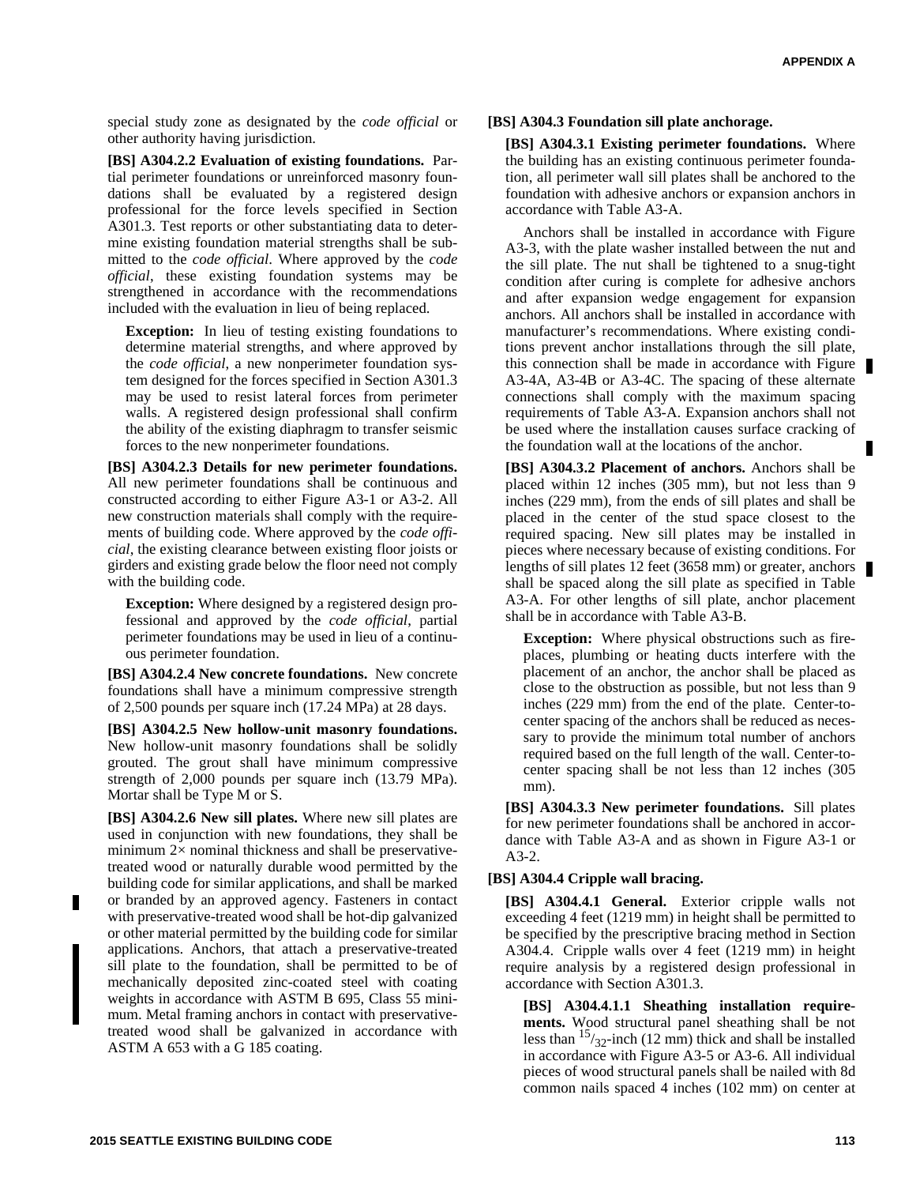special study zone as designated by the *code official* or other authority having jurisdiction.

**[BS] A304.2.2 Evaluation of existing foundations.** Partial perimeter foundations or unreinforced masonry foundations shall be evaluated by a registered design professional for the force levels specified in Section A301.3. Test reports or other substantiating data to determine existing foundation material strengths shall be submitted to the *code official*. Where approved by the *code official*, these existing foundation systems may be strengthened in accordance with the recommendations included with the evaluation in lieu of being replaced.

> **Exception:** In lieu of testing existing foundations to determine material strengths, and where approved by the *code official*, a new nonperimeter foundation system designed for the forces specified in Section A301.3 may be used to resist lateral forces from perimeter walls. A registered design professional shall confirm the ability of the existing diaphragm to transfer seismic forces to the new nonperimeter foundations.

**[BS] A304.2.3 Details for new perimeter foundations.** All new perimeter foundations shall be continuous and constructed according to either Figure A3-1 or A3-2. All new construction materials shall comply with the requirements of building code. Where approved by the *code official*, the existing clearance between existing floor joists or girders and existing grade below the floor need not comply with the building code.

> **Exception:** Where designed by a registered design professional and approved by the *code official*, partial perimeter foundations may be used in lieu of a continuous perimeter foundation.

**[BS] A304.2.4 New concrete foundations.** New concrete foundations shall have a minimum compressive strength of 2,500 pounds per square inch (17.24 MPa) at 28 days.

**[BS] A304.2.5 New hollow-unit masonry foundations.** New hollow-unit masonry foundations shall be solidly grouted. The grout shall have minimum compressive strength of 2,000 pounds per square inch (13.79 MPa). Mortar shall be Type M or S.

**[BS] A304.2.6 New sill plates.** Where new sill plates are used in conjunction with new foundations, they shall be minimum 2× nominal thickness and shall be preservative-treated wood or naturally durable wood permitted by the building code for similar applications, and shall be marked or branded by an approved agency. Fasteners in contact with preservative-treated wood shall be hot-dip galvanized or other material permitted by the building code for similar applications. Anchors, that attach a preservative-treated sill plate to the foundation, shall be permitted to be of mechanically deposited zinc-coated steel with coating weights in accordance with ASTM B 695, Class 55 minimum. Metal framing anchors in contact with preservative-treated wood shall be galvanized in accordance with ASTM A 653 with a G 185 coating.

**[BS] A304.3 Foundation sill plate anchorage.**

**[BS] A304.3.1 Existing perimeter foundations.** Where the building has an existing continuous perimeter foundation, all perimeter wall sill plates shall be anchored to the foundation with adhesive anchors or expansion anchors in accordance with Table A3-A.

Anchors shall be installed in accordance with Figure A3-3, with the plate washer installed between the nut and the sill plate. The nut shall be tightened to a snug-tight condition after curing is complete for adhesive anchors and after expansion wedge engagement for expansion anchors. All anchors shall be installed in accordance with manufacturer's recommendations. Where existing conditions prevent anchor installations through the sill plate, this connection shall be made in accordance with Figure A3-4A, A3-4B or A3-4C. The spacing of these alternate connections shall comply with the maximum spacing requirements of Table A3-A. Expansion anchors shall not be used where the installation causes surface cracking of the foundation wall at the locations of the anchor.

**[BS] A304.3.2 Placement of anchors.** Anchors shall be placed within 12 inches (305 mm), but not less than 9 inches (229 mm), from the ends of sill plates and shall be placed in the center of the stud space closest to the required spacing. New sill plates may be installed in pieces where necessary because of existing conditions. For lengths of sill plates 12 feet (3658 mm) or greater, anchors shall be spaced along the sill plate as specified in Table A3-A. For other lengths of sill plate, anchor placement shall be in accordance with Table A3-B.

> **Exception:** Where physical obstructions such as fireplaces, plumbing or heating ducts interfere with the placement of an anchor, the anchor shall be placed as close to the obstruction as possible, but not less than 9 inches (229 mm) from the end of the plate. Center-to-center spacing of the anchors shall be reduced as necessary to provide the minimum total number of anchors required based on the full length of the wall. Center-to-center spacing shall be not less than 12 inches (305 mm).

**[BS] A304.3.3 New perimeter foundations.** Sill plates for new perimeter foundations shall be anchored in accordance with Table A3-A and as shown in Figure A3-1 or A3-2.

**[BS] A304.4 Cripple wall bracing.**

**[BS] A304.4.1 General.** Exterior cripple walls not exceeding 4 feet (1219 mm) in height shall be permitted to be specified by the prescriptive bracing method in Section A304.4. Cripple walls over 4 feet (1219 mm) in height require analysis by a registered design professional in accordance with Section A301.3.

**[BS] A304.4.1.1 Sheathing installation requirements.** Wood structural panel sheathing shall be not less than $^{15}/_{32}$-inch (12 mm) thick and shall be installed in accordance with Figure A3-5 or A3-6. All individual pieces of wood structural panels shall be nailed with 8d common nails spaced 4 inches (102 mm) on center at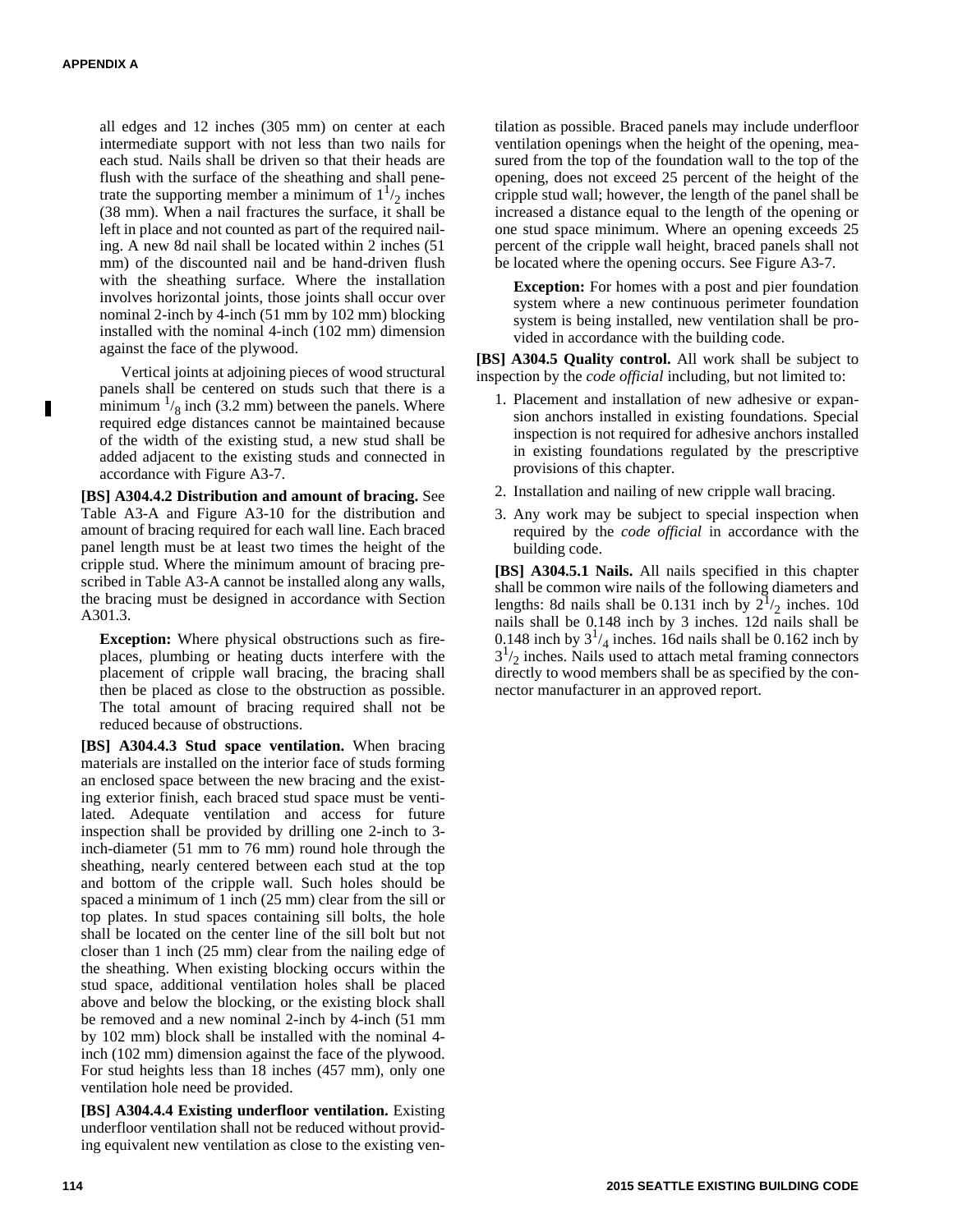all edges and 12 inches (305 mm) on center at each intermediate support with not less than two nails for each stud. Nails shall be driven so that their heads are flush with the surface of the sheathing and shall penetrate the supporting member a minimum of $1^1/_2$ inches (38 mm). When a nail fractures the surface, it shall be left in place and not counted as part of the required nailing. A new 8d nail shall be located within 2 inches (51 mm) of the discounted nail and be hand-driven flush with the sheathing surface. Where the installation involves horizontal joints, those joints shall occur over nominal 2-inch by 4-inch (51 mm by 102 mm) blocking installed with the nominal 4-inch (102 mm) dimension against the face of the plywood.

Vertical joints at adjoining pieces of wood structural panels shall be centered on studs such that there is a minimum $^1/_8$ inch (3.2 mm) between the panels. Where required edge distances cannot be maintained because of the width of the existing stud, a new stud shall be added adjacent to the existing studs and connected in accordance with Figure A3-7.

**[BS] A304.4.2 Distribution and amount of bracing.** See Table A3-A and Figure A3-10 for the distribution and amount of bracing required for each wall line. Each braced panel length must be at least two times the height of the cripple stud. Where the minimum amount of bracing prescribed in Table A3-A cannot be installed along any walls, the bracing must be designed in accordance with Section A301.3.

**Exception:** Where physical obstructions such as fireplaces, plumbing or heating ducts interfere with the placement of cripple wall bracing, the bracing shall then be placed as close to the obstruction as possible. The total amount of bracing required shall not be reduced because of obstructions.

**[BS] A304.4.3 Stud space ventilation.** When bracing materials are installed on the interior face of studs forming an enclosed space between the new bracing and the existing exterior finish, each braced stud space must be ventilated. Adequate ventilation and access for future inspection shall be provided by drilling one 2-inch to 3-inch-diameter (51 mm to 76 mm) round hole through the sheathing, nearly centered between each stud at the top and bottom of the cripple wall. Such holes should be spaced a minimum of 1 inch (25 mm) clear from the sill or top plates. In stud spaces containing sill bolts, the hole shall be located on the center line of the sill bolt but not closer than 1 inch (25 mm) clear from the nailing edge of the sheathing. When existing blocking occurs within the stud space, additional ventilation holes shall be placed above and below the blocking, or the existing block shall be removed and a new nominal 2-inch by 4-inch (51 mm by 102 mm) block shall be installed with the nominal 4-inch (102 mm) dimension against the face of the plywood. For stud heights less than 18 inches (457 mm), only one ventilation hole need be provided.

**[BS] A304.4.4 Existing underfloor ventilation.** Existing underfloor ventilation shall not be reduced without providing equivalent new ventilation as close to the existing ventilation as possible. Braced panels may include underfloor ventilation openings when the height of the opening, measured from the top of the foundation wall to the top of the opening, does not exceed 25 percent of the height of the cripple stud wall; however, the length of the panel shall be increased a distance equal to the length of the opening or one stud space minimum. Where an opening exceeds 25 percent of the cripple wall height, braced panels shall not be located where the opening occurs. See Figure A3-7.

**Exception:** For homes with a post and pier foundation system where a new continuous perimeter foundation system is being installed, new ventilation shall be provided in accordance with the building code.

**[BS] A304.5 Quality control.** All work shall be subject to inspection by the *code official* including, but not limited to:

1. Placement and installation of new adhesive or expansion anchors installed in existing foundations. Special inspection is not required for adhesive anchors installed in existing foundations regulated by the prescriptive provisions of this chapter.
2. Installation and nailing of new cripple wall bracing.
3. Any work may be subject to special inspection when required by the *code official* in accordance with the building code.

**[BS] A304.5.1 Nails.** All nails specified in this chapter shall be common wire nails of the following diameters and lengths: 8d nails shall be 0.131 inch by $2^1/_2$ inches. 10d nails shall be 0.148 inch by 3 inches. 12d nails shall be 0.148 inch by $3^1/_4$ inches. 16d nails shall be 0.162 inch by $3^1/_2$ inches. Nails used to attach metal framing connectors directly to wood members shall be as specified by the connector manufacturer in an approved report.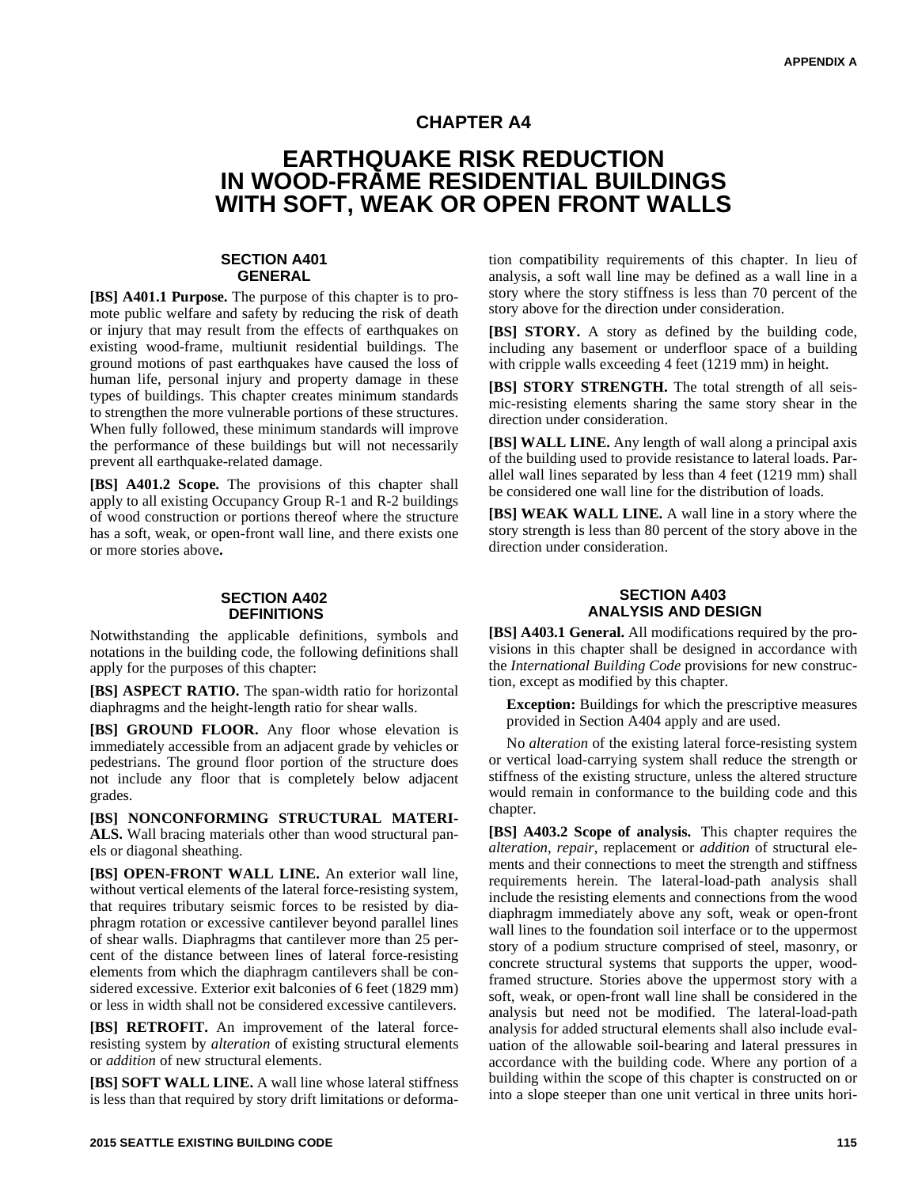# CHAPTER A4

# EARTHQUAKE RISK REDUCTION IN WOOD-FRAME RESIDENTIAL BUILDINGS WITH SOFT, WEAK OR OPEN FRONT WALLS

## SECTION A401 GENERAL

**[BS] A401.1 Purpose.** The purpose of this chapter is to promote public welfare and safety by reducing the risk of death or injury that may result from the effects of earthquakes on existing wood-frame, multiunit residential buildings. The ground motions of past earthquakes have caused the loss of human life, personal injury and property damage in these types of buildings. This chapter creates minimum standards to strengthen the more vulnerable portions of these structures. When fully followed, these minimum standards will improve the performance of these buildings but will not necessarily prevent all earthquake-related damage.

**[BS] A401.2 Scope.** The provisions of this chapter shall apply to all existing Occupancy Group R-1 and R-2 buildings of wood construction or portions thereof where the structure has a soft, weak, or open-front wall line, and there exists one or more stories above**.**

## SECTION A402 DEFINITIONS

Notwithstanding the applicable definitions, symbols and notations in the building code, the following definitions shall apply for the purposes of this chapter:

**[BS] ASPECT RATIO.** The span-width ratio for horizontal diaphragms and the height-length ratio for shear walls.

**[BS] GROUND FLOOR.** Any floor whose elevation is immediately accessible from an adjacent grade by vehicles or pedestrians. The ground floor portion of the structure does not include any floor that is completely below adjacent grades.

**[BS] NONCONFORMING STRUCTURAL MATERIALS.** Wall bracing materials other than wood structural panels or diagonal sheathing.

**[BS] OPEN-FRONT WALL LINE.** An exterior wall line, without vertical elements of the lateral force-resisting system, that requires tributary seismic forces to be resisted by diaphragm rotation or excessive cantilever beyond parallel lines of shear walls. Diaphragms that cantilever more than 25 percent of the distance between lines of lateral force-resisting elements from which the diaphragm cantilevers shall be considered excessive. Exterior exit balconies of 6 feet (1829 mm) or less in width shall not be considered excessive cantilevers.

**[BS] RETROFIT.** An improvement of the lateral force-resisting system by *alteration* of existing structural elements or *addition* of new structural elements.

**[BS] SOFT WALL LINE.** A wall line whose lateral stiffness is less than that required by story drift limitations or deformation compatibility requirements of this chapter. In lieu of analysis, a soft wall line may be defined as a wall line in a story where the story stiffness is less than 70 percent of the story above for the direction under consideration.

**[BS] STORY.** A story as defined by the building code, including any basement or underfloor space of a building with cripple walls exceeding 4 feet (1219 mm) in height.

**[BS] STORY STRENGTH.** The total strength of all seismic-resisting elements sharing the same story shear in the direction under consideration.

**[BS] WALL LINE.** Any length of wall along a principal axis of the building used to provide resistance to lateral loads. Parallel wall lines separated by less than 4 feet (1219 mm) shall be considered one wall line for the distribution of loads.

**[BS] WEAK WALL LINE.** A wall line in a story where the story strength is less than 80 percent of the story above in the direction under consideration.

## SECTION A403 ANALYSIS AND DESIGN

**[BS] A403.1 General.** All modifications required by the provisions in this chapter shall be designed in accordance with the *International Building Code* provisions for new construction, except as modified by this chapter.

> **Exception:** Buildings for which the prescriptive measures provided in Section A404 apply and are used.

No *alteration* of the existing lateral force-resisting system or vertical load-carrying system shall reduce the strength or stiffness of the existing structure, unless the altered structure would remain in conformance to the building code and this chapter.

**[BS] A403.2 Scope of analysis.** This chapter requires the *alteration*, *repair*, replacement or *addition* of structural elements and their connections to meet the strength and stiffness requirements herein. The lateral-load-path analysis shall include the resisting elements and connections from the wood diaphragm immediately above any soft, weak or open-front wall lines to the foundation soil interface or to the uppermost story of a podium structure comprised of steel, masonry, or concrete structural systems that supports the upper, wood-framed structure. Stories above the uppermost story with a soft, weak, or open-front wall line shall be considered in the analysis but need not be modified. The lateral-load-path analysis for added structural elements shall also include evaluation of the allowable soil-bearing and lateral pressures in accordance with the building code. Where any portion of a building within the scope of this chapter is constructed on or into a slope steeper than one unit vertical in three units hori-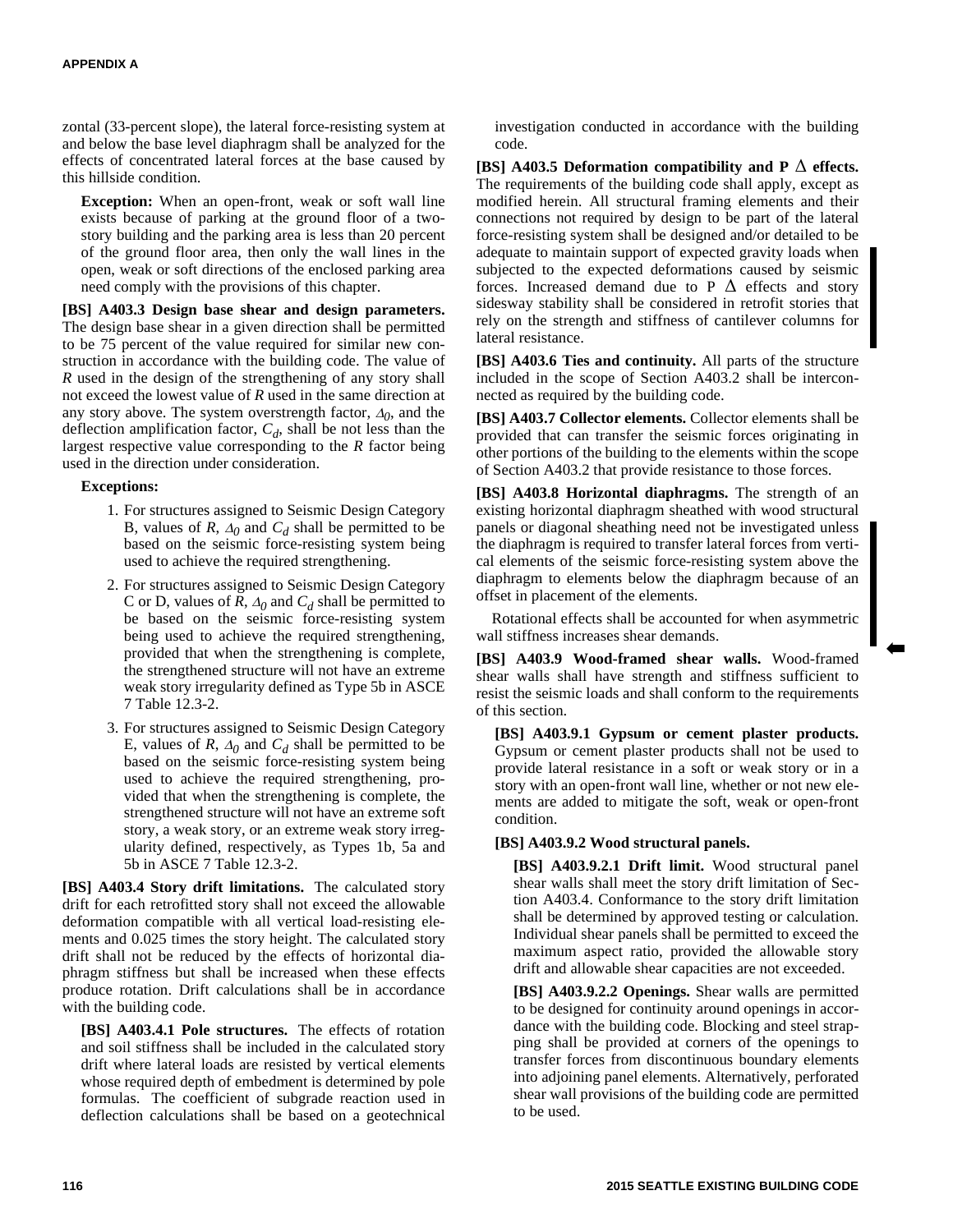zontal (33-percent slope), the lateral force-resisting system at and below the base level diaphragm shall be analyzed for the effects of concentrated lateral forces at the base caused by this hillside condition.

**Exception:** When an open-front, weak or soft wall line exists because of parking at the ground floor of a two-story building and the parking area is less than 20 percent of the ground floor area, then only the wall lines in the open, weak or soft directions of the enclosed parking area need comply with the provisions of this chapter.

**[BS] A403.3 Design base shear and design parameters.** The design base shear in a given direction shall be permitted to be 75 percent of the value required for similar new construction in accordance with the building code. The value of *R* used in the design of the strengthening of any story shall not exceed the lowest value of *R* used in the same direction at any story above. The system overstrength factor, $\Omega_0$, and the deflection amplification factor, $C_d$, shall be not less than the largest respective value corresponding to the *R* factor being used in the direction under consideration.

**Exceptions:**

1. For structures assigned to Seismic Design Category B, values of *R*, $\Omega_0$ and $C_d$ shall be permitted to be based on the seismic force-resisting system being used to achieve the required strengthening.
2. For structures assigned to Seismic Design Category C or D, values of *R*, $\Omega_0$ and $C_d$ shall be permitted to be based on the seismic force-resisting system being used to achieve the required strengthening, provided that when the strengthening is complete, the strengthened structure will not have an extreme weak story irregularity defined as Type 5b in ASCE 7 Table 12.3-2.
3. For structures assigned to Seismic Design Category E, values of *R*, $\Omega_0$ and $C_d$ shall be permitted to be based on the seismic force-resisting system being used to achieve the required strengthening, provided that when the strengthening is complete, the strengthened structure will not have an extreme soft story, a weak story, or an extreme weak story irregularity defined, respectively, as Types 1b, 5a and 5b in ASCE 7 Table 12.3-2.

**[BS] A403.4 Story drift limitations.** The calculated story drift for each retrofitted story shall not exceed the allowable deformation compatible with all vertical load-resisting elements and 0.025 times the story height. The calculated story drift shall not be reduced by the effects of horizontal diaphragm stiffness but shall be increased when these effects produce rotation. Drift calculations shall be in accordance with the building code.

**[BS] A403.4.1 Pole structures.** The effects of rotation and soil stiffness shall be included in the calculated story drift where lateral loads are resisted by vertical elements whose required depth of embedment is determined by pole formulas. The coefficient of subgrade reaction used in deflection calculations shall be based on a geotechnical investigation conducted in accordance with the building code.

**[BS] A403.5 Deformation compatibility and P Δ effects.** The requirements of the building code shall apply, except as modified herein. All structural framing elements and their connections not required by design to be part of the lateral force-resisting system shall be designed and/or detailed to be adequate to maintain support of expected gravity loads when subjected to the expected deformations caused by seismic forces. Increased demand due to P Δ effects and story sidesway stability shall be considered in retrofit stories that rely on the strength and stiffness of cantilever columns for lateral resistance.

**[BS] A403.6 Ties and continuity.** All parts of the structure included in the scope of Section A403.2 shall be interconnected as required by the building code.

**[BS] A403.7 Collector elements.** Collector elements shall be provided that can transfer the seismic forces originating in other portions of the building to the elements within the scope of Section A403.2 that provide resistance to those forces.

**[BS] A403.8 Horizontal diaphragms.** The strength of an existing horizontal diaphragm sheathed with wood structural panels or diagonal sheathing need not be investigated unless the diaphragm is required to transfer lateral forces from vertical elements of the seismic force-resisting system above the diaphragm to elements below the diaphragm because of an offset in placement of the elements.

Rotational effects shall be accounted for when asymmetric wall stiffness increases shear demands.

**[BS] A403.9 Wood-framed shear walls.** Wood-framed shear walls shall have strength and stiffness sufficient to resist the seismic loads and shall conform to the requirements of this section.

**[BS] A403.9.1 Gypsum or cement plaster products.** Gypsum or cement plaster products shall not be used to provide lateral resistance in a soft or weak story or in a story with an open-front wall line, whether or not new elements are added to mitigate the soft, weak or open-front condition.

**[BS] A403.9.2 Wood structural panels.**

**[BS] A403.9.2.1 Drift limit.** Wood structural panel shear walls shall meet the story drift limitation of Section A403.4. Conformance to the story drift limitation shall be determined by approved testing or calculation. Individual shear panels shall be permitted to exceed the maximum aspect ratio, provided the allowable story drift and allowable shear capacities are not exceeded.

**[BS] A403.9.2.2 Openings.** Shear walls are permitted to be designed for continuity around openings in accordance with the building code. Blocking and steel strapping shall be provided at corners of the openings to transfer forces from discontinuous boundary elements into adjoining panel elements. Alternatively, perforated shear wall provisions of the building code are permitted to be used.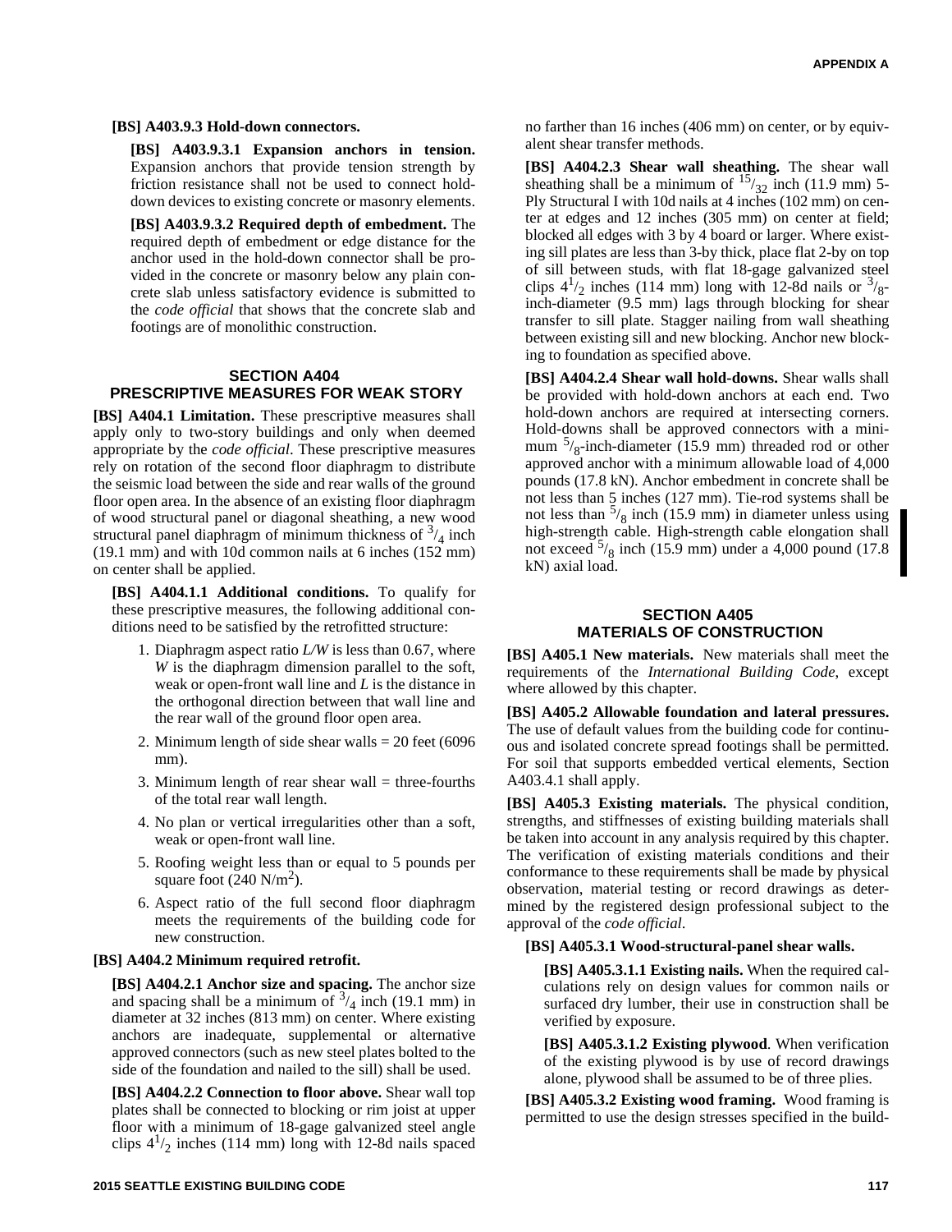**[BS] A403.9.3 Hold-down connectors.**

**[BS] A403.9.3.1 Expansion anchors in tension.** Expansion anchors that provide tension strength by friction resistance shall not be used to connect hold-down devices to existing concrete or masonry elements.

**[BS] A403.9.3.2 Required depth of embedment.** The required depth of embedment or edge distance for the anchor used in the hold-down connector shall be provided in the concrete or masonry below any plain concrete slab unless satisfactory evidence is submitted to the *code official* that shows that the concrete slab and footings are of monolithic construction.

## SECTION A404 PRESCRIPTIVE MEASURES FOR WEAK STORY

**[BS] A404.1 Limitation.** These prescriptive measures shall apply only to two-story buildings and only when deemed appropriate by the *code official*. These prescriptive measures rely on rotation of the second floor diaphragm to distribute the seismic load between the side and rear walls of the ground floor open area. In the absence of an existing floor diaphragm of wood structural panel or diagonal sheathing, a new wood structural panel diaphragm of minimum thickness of $^3/_4$ inch (19.1 mm) and with 10d common nails at 6 inches (152 mm) on center shall be applied.

**[BS] A404.1.1 Additional conditions.** To qualify for these prescriptive measures, the following additional conditions need to be satisfied by the retrofitted structure:

1. Diaphragm aspect ratio *L/W* is less than 0.67, where *W* is the diaphragm dimension parallel to the soft, weak or open-front wall line and *L* is the distance in the orthogonal direction between that wall line and the rear wall of the ground floor open area.
2. Minimum length of side shear walls = 20 feet (6096 mm).
3. Minimum length of rear shear wall = three-fourths of the total rear wall length.
4. No plan or vertical irregularities other than a soft, weak or open-front wall line.
5. Roofing weight less than or equal to 5 pounds per square foot (240 N/m$^2$).
6. Aspect ratio of the full second floor diaphragm meets the requirements of the building code for new construction.

**[BS] A404.2 Minimum required retrofit.**

**[BS] A404.2.1 Anchor size and spacing.** The anchor size and spacing shall be a minimum of $^3/_4$ inch (19.1 mm) in diameter at 32 inches (813 mm) on center. Where existing anchors are inadequate, supplemental or alternative approved connectors (such as new steel plates bolted to the side of the foundation and nailed to the sill) shall be used.

**[BS] A404.2.2 Connection to floor above.** Shear wall top plates shall be connected to blocking or rim joist at upper floor with a minimum of 18-gage galvanized steel angle clips 4$^1/_2$ inches (114 mm) long with 12-8d nails spaced no farther than 16 inches (406 mm) on center, or by equivalent shear transfer methods.

**[BS] A404.2.3 Shear wall sheathing.** The shear wall sheathing shall be a minimum of $^{15}/_{32}$ inch (11.9 mm) 5-Ply Structural I with 10d nails at 4 inches (102 mm) on center at edges and 12 inches (305 mm) on center at field; blocked all edges with 3 by 4 board or larger. Where existing sill plates are less than 3-by thick, place flat 2-by on top of sill between studs, with flat 18-gage galvanized steel clips 4$^1/_2$ inches (114 mm) long with 12-8d nails or $^3/_8$-inch-diameter (9.5 mm) lags through blocking for shear transfer to sill plate. Stagger nailing from wall sheathing between existing sill and new blocking. Anchor new blocking to foundation as specified above.

**[BS] A404.2.4 Shear wall hold-downs.** Shear walls shall be provided with hold-down anchors at each end. Two hold-down anchors are required at intersecting corners. Hold-downs shall be approved connectors with a minimum $^5/_8$-inch-diameter (15.9 mm) threaded rod or other approved anchor with a minimum allowable load of 4,000 pounds (17.8 kN). Anchor embedment in concrete shall be not less than 5 inches (127 mm). Tie-rod systems shall be not less than $^5/_8$ inch (15.9 mm) in diameter unless using high-strength cable. High-strength cable elongation shall not exceed $^5/_8$ inch (15.9 mm) under a 4,000 pound (17.8 kN) axial load.

## SECTION A405 MATERIALS OF CONSTRUCTION

**[BS] A405.1 New materials.** New materials shall meet the requirements of the *International Building Code*, except where allowed by this chapter.

**[BS] A405.2 Allowable foundation and lateral pressures.** The use of default values from the building code for continuous and isolated concrete spread footings shall be permitted. For soil that supports embedded vertical elements, Section A403.4.1 shall apply.

**[BS] A405.3 Existing materials.** The physical condition, strengths, and stiffnesses of existing building materials shall be taken into account in any analysis required by this chapter. The verification of existing materials conditions and their conformance to these requirements shall be made by physical observation, material testing or record drawings as determined by the registered design professional subject to the approval of the *code official*.

**[BS] A405.3.1 Wood-structural-panel shear walls.**

**[BS] A405.3.1.1 Existing nails.** When the required calculations rely on design values for common nails or surfaced dry lumber, their use in construction shall be verified by exposure.

**[BS] A405.3.1.2 Existing plywood**. When verification of the existing plywood is by use of record drawings alone, plywood shall be assumed to be of three plies.

**[BS] A405.3.2 Existing wood framing.** Wood framing is permitted to use the design stresses specified in the build-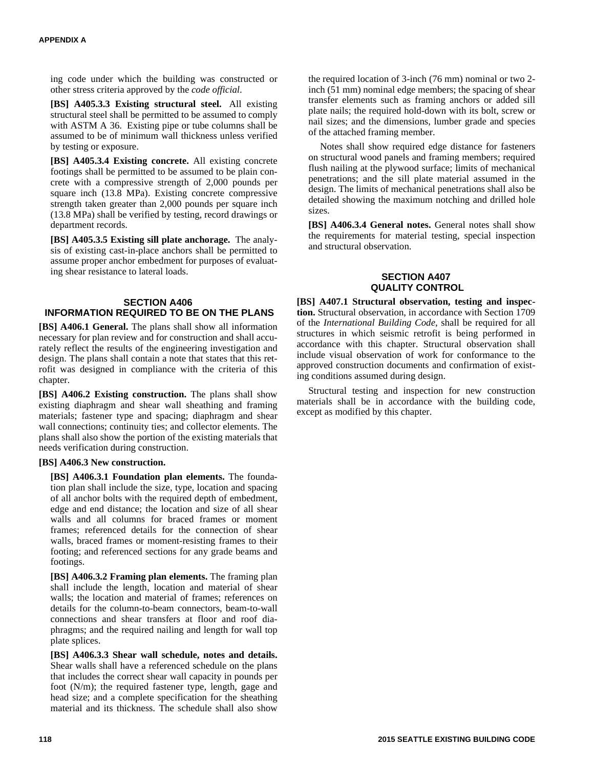ing code under which the building was constructed or other stress criteria approved by the *code official*.

**[BS] A405.3.3 Existing structural steel.** All existing structural steel shall be permitted to be assumed to comply with ASTM A 36. Existing pipe or tube columns shall be assumed to be of minimum wall thickness unless verified by testing or exposure.

**[BS] A405.3.4 Existing concrete.** All existing concrete footings shall be permitted to be assumed to be plain concrete with a compressive strength of 2,000 pounds per square inch (13.8 MPa). Existing concrete compressive strength taken greater than 2,000 pounds per square inch (13.8 MPa) shall be verified by testing, record drawings or department records.

**[BS] A405.3.5 Existing sill plate anchorage.** The analysis of existing cast-in-place anchors shall be permitted to assume proper anchor embedment for purposes of evaluating shear resistance to lateral loads.

## SECTION A406 INFORMATION REQUIRED TO BE ON THE PLANS

**[BS] A406.1 General.** The plans shall show all information necessary for plan review and for construction and shall accurately reflect the results of the engineering investigation and design. The plans shall contain a note that states that this retrofit was designed in compliance with the criteria of this chapter.

**[BS] A406.2 Existing construction.** The plans shall show existing diaphragm and shear wall sheathing and framing materials; fastener type and spacing; diaphragm and shear wall connections; continuity ties; and collector elements. The plans shall also show the portion of the existing materials that needs verification during construction.

**[BS] A406.3 New construction.**

**[BS] A406.3.1 Foundation plan elements.** The foundation plan shall include the size, type, location and spacing of all anchor bolts with the required depth of embedment, edge and end distance; the location and size of all shear walls and all columns for braced frames or moment frames; referenced details for the connection of shear walls, braced frames or moment-resisting frames to their footing; and referenced sections for any grade beams and footings.

**[BS] A406.3.2 Framing plan elements.** The framing plan shall include the length, location and material of shear walls; the location and material of frames; references on details for the column-to-beam connectors, beam-to-wall connections and shear transfers at floor and roof diaphragms; and the required nailing and length for wall top plate splices.

**[BS] A406.3.3 Shear wall schedule, notes and details.** Shear walls shall have a referenced schedule on the plans that includes the correct shear wall capacity in pounds per foot (N/m); the required fastener type, length, gage and head size; and a complete specification for the sheathing material and its thickness. The schedule shall also show the required location of 3-inch (76 mm) nominal or two 2-inch (51 mm) nominal edge members; the spacing of shear transfer elements such as framing anchors or added sill plate nails; the required hold-down with its bolt, screw or nail sizes; and the dimensions, lumber grade and species of the attached framing member.

Notes shall show required edge distance for fasteners on structural wood panels and framing members; required flush nailing at the plywood surface; limits of mechanical penetrations; and the sill plate material assumed in the design. The limits of mechanical penetrations shall also be detailed showing the maximum notching and drilled hole sizes.

**[BS] A406.3.4 General notes.** General notes shall show the requirements for material testing, special inspection and structural observation.

## SECTION A407 QUALITY CONTROL

**[BS] A407.1 Structural observation, testing and inspection.** Structural observation, in accordance with Section 1709 of the *International Building Code*, shall be required for all structures in which seismic retrofit is being performed in accordance with this chapter. Structural observation shall include visual observation of work for conformance to the approved construction documents and confirmation of existing conditions assumed during design.

Structural testing and inspection for new construction materials shall be in accordance with the building code, except as modified by this chapter.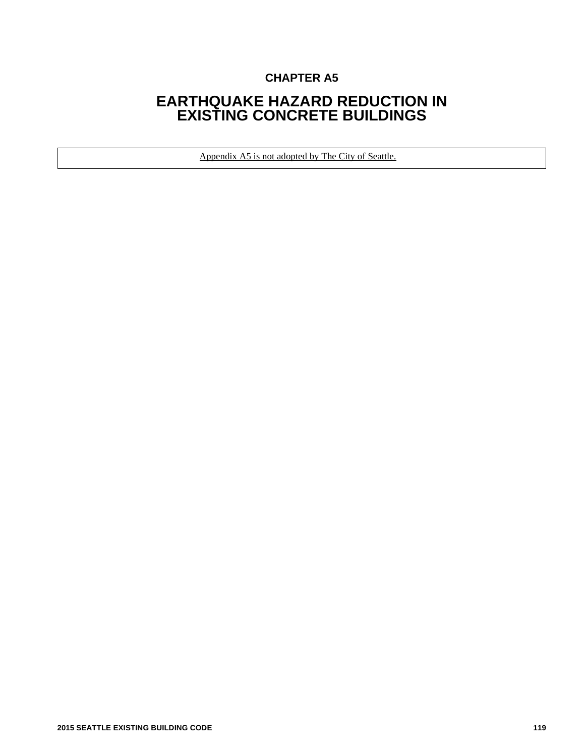# CHAPTER A5

# EARTHQUAKE HAZARD REDUCTION IN EXISTING CONCRETE BUILDINGS

Appendix A5 is not adopted by The City of Seattle.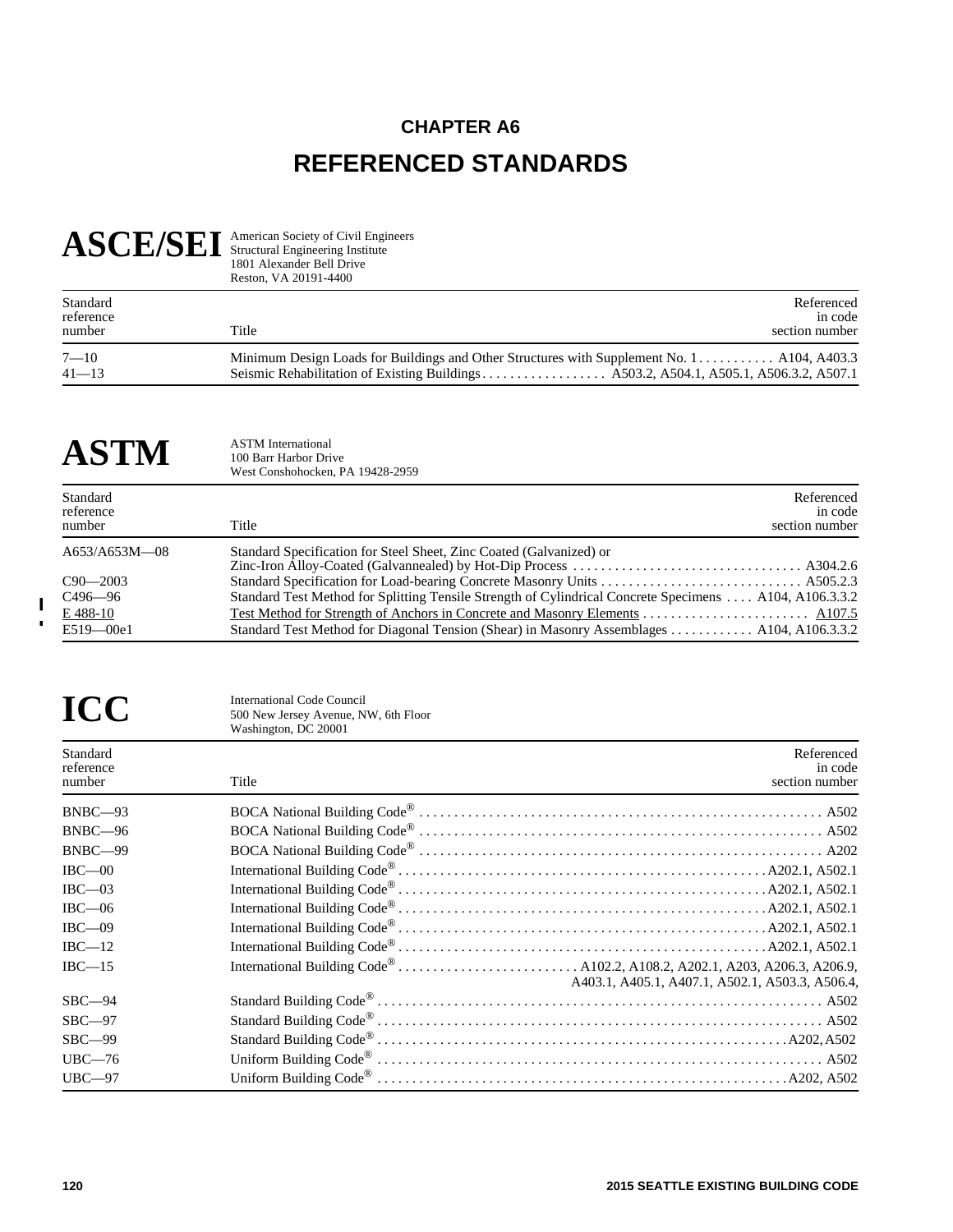# CHAPTER A6

# REFERENCED STANDARDS

## ASCE/SEI

American Society of Civil Engineers
Structural Engineering Institute
1801 Alexander Bell Drive
Reston, VA 20191-4400

| Standard reference number | Title | Referenced in code section number |
|---|---|---|
| 7—10 | Minimum Design Loads for Buildings and Other Structures with Supplement No. 1 | A104, A403.3 |
| 41—13 | Seismic Rehabilitation of Existing Buildings | A503.2, A504.1, A505.1, A506.3.2, A507.1 |

## ASTM

ASTM International
100 Barr Harbor Drive
West Conshohocken, PA 19428-2959

| Standard reference number | Title | Referenced in code section number |
|---|---|---|
| A653/A653M—08 | Standard Specification for Steel Sheet, Zinc Coated (Galvanized) or Zinc-Iron Alloy-Coated (Galvannealed) by Hot-Dip Process | A304.2.6 |
| C90—2003 | Standard Specification for Load-bearing Concrete Masonry Units | A505.2.3 |
| C496—96 | Standard Test Method for Splitting Tensile Strength of Cylindrical Concrete Specimens | A104, A106.3.3.2 |
| E 488-10 | Test Method for Strength of Anchors in Concrete and Masonry Elements | A107.5 |
| E519—00e1 | Standard Test Method for Diagonal Tension (Shear) in Masonry Assemblages | A104, A106.3.3.2 |

## ICC

International Code Council
500 New Jersey Avenue, NW, 6th Floor
Washington, DC 20001

| Standard reference number | Title | Referenced in code section number |
|---|---|---|
| BNBC—93 | BOCA National Building Code® | A502 |
| BNBC—96 | BOCA National Building Code® | A502 |
| BNBC—99 | BOCA National Building Code® | A202 |
| IBC—00 | International Building Code® | A202.1, A502.1 |
| IBC—03 | International Building Code® | A202.1, A502.1 |
| IBC—06 | International Building Code® | A202.1, A502.1 |
| IBC—09 | International Building Code® | A202.1, A502.1 |
| IBC—12 | International Building Code® | A202.1, A502.1 |
| IBC—15 | International Building Code® | A102.2, A108.2, A202.1, A203, A206.3, A206.9, A403.1, A405.1, A407.1, A502.1, A503.3, A506.4, |
| SBC—94 | Standard Building Code® | A502 |
| SBC—97 | Standard Building Code® | A502 |
| SBC—99 | Standard Building Code® | A202, A502 |
| UBC—76 | Uniform Building Code® | A502 |
| UBC—97 | Uniform Building Code® | A202, A502 |